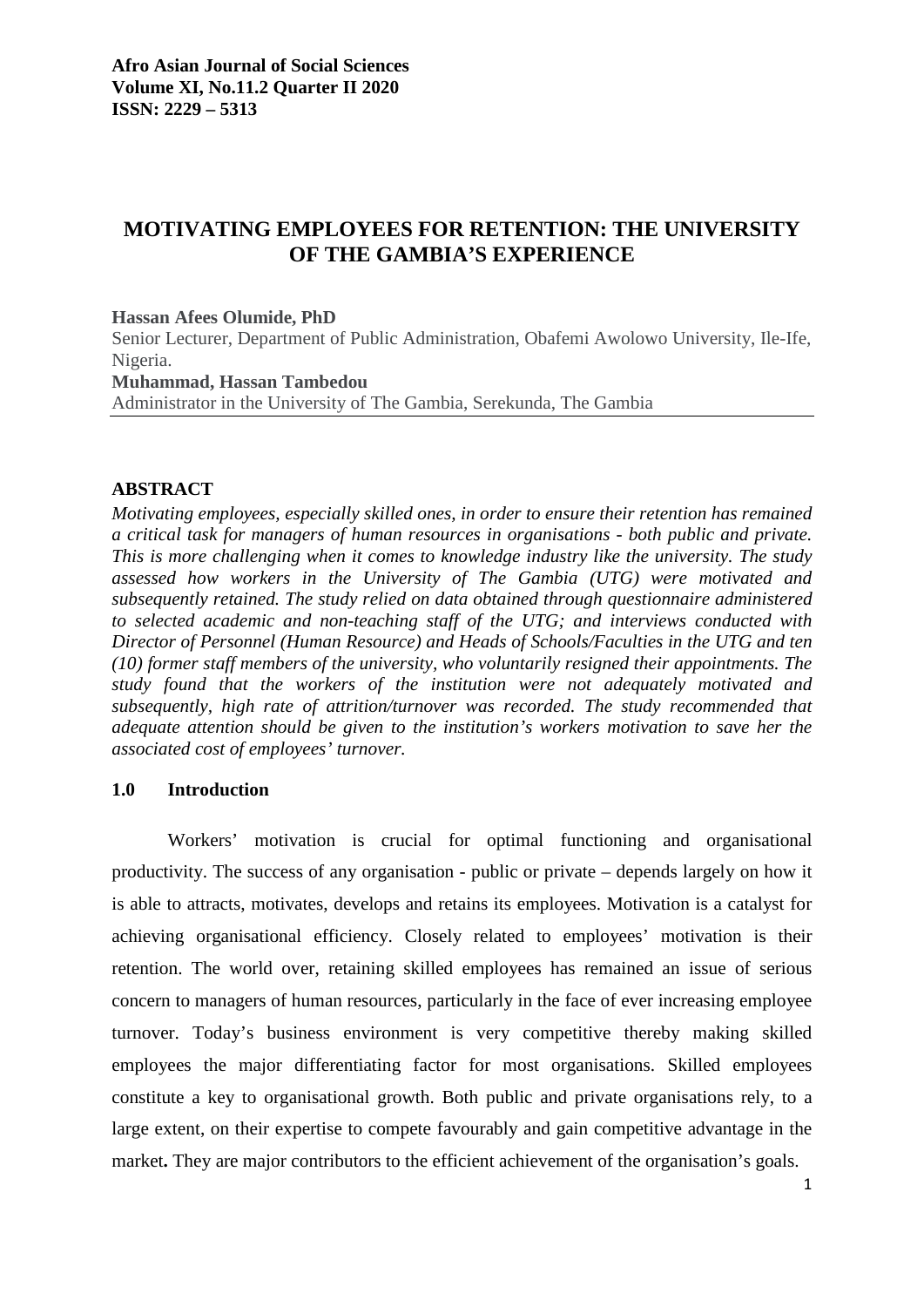**Afro Asian Journal of Social Sciences**
**Volume XI, No.11.2 Quarter II 2020**
**ISSN: 2229 – 5313**

# MOTIVATING EMPLOYEES FOR RETENTION: THE UNIVERSITY OF THE GAMBIA'S EXPERIENCE

**Hassan Afees Olumide, PhD**
Senior Lecturer, Department of Public Administration, Obafemi Awolowo University, Ile-Ife, Nigeria.
**Muhammad, Hassan Tambedou**
Administrator in the University of The Gambia, Serekunda, The Gambia

## ABSTRACT

*Motivating employees, especially skilled ones, in order to ensure their retention has remained a critical task for managers of human resources in organisations - both public and private. This is more challenging when it comes to knowledge industry like the university. The study assessed how workers in the University of The Gambia (UTG) were motivated and subsequently retained. The study relied on data obtained through questionnaire administered to selected academic and non-teaching staff of the UTG; and interviews conducted with Director of Personnel (Human Resource) and Heads of Schools/Faculties in the UTG and ten (10) former staff members of the university, who voluntarily resigned their appointments. The study found that the workers of the institution were not adequately motivated and subsequently, high rate of attrition/turnover was recorded. The study recommended that adequate attention should be given to the institution's workers motivation to save her the associated cost of employees' turnover.*

## 1.0 Introduction

Workers' motivation is crucial for optimal functioning and organisational productivity. The success of any organisation - public or private – depends largely on how it is able to attracts, motivates, develops and retains its employees. Motivation is a catalyst for achieving organisational efficiency. Closely related to employees' motivation is their retention. The world over, retaining skilled employees has remained an issue of serious concern to managers of human resources, particularly in the face of ever increasing employee turnover. Today's business environment is very competitive thereby making skilled employees the major differentiating factor for most organisations. Skilled employees constitute a key to organisational growth. Both public and private organisations rely, to a large extent, on their expertise to compete favourably and gain competitive advantage in the market. They are major contributors to the efficient achievement of the organisation's goals.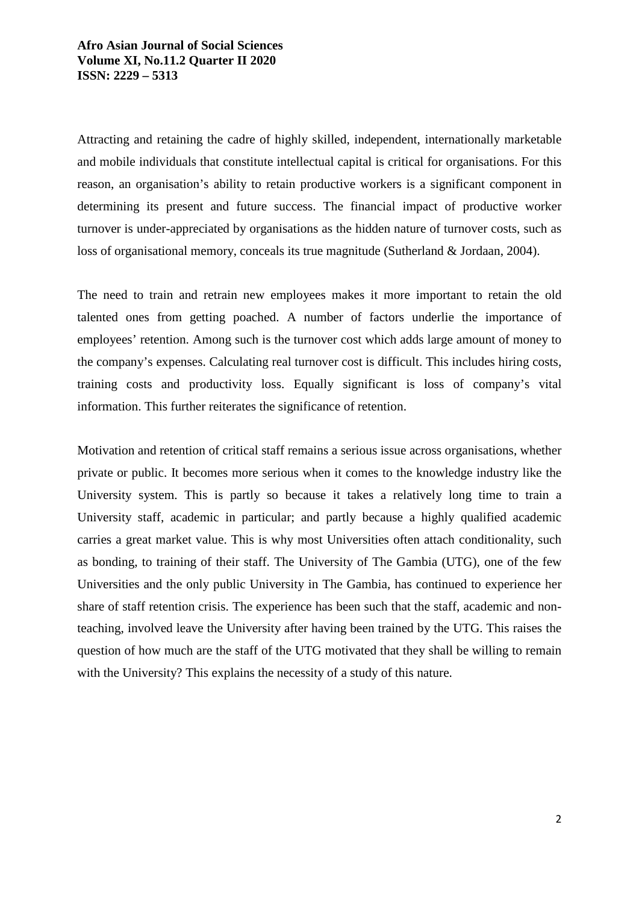Attracting and retaining the cadre of highly skilled, independent, internationally marketable and mobile individuals that constitute intellectual capital is critical for organisations. For this reason, an organisation's ability to retain productive workers is a significant component in determining its present and future success. The financial impact of productive worker turnover is under-appreciated by organisations as the hidden nature of turnover costs, such as loss of organisational memory, conceals its true magnitude (Sutherland & Jordaan, 2004).

The need to train and retrain new employees makes it more important to retain the old talented ones from getting poached. A number of factors underlie the importance of employees' retention. Among such is the turnover cost which adds large amount of money to the company's expenses. Calculating real turnover cost is difficult. This includes hiring costs, training costs and productivity loss. Equally significant is loss of company's vital information. This further reiterates the significance of retention.

Motivation and retention of critical staff remains a serious issue across organisations, whether private or public. It becomes more serious when it comes to the knowledge industry like the University system. This is partly so because it takes a relatively long time to train a University staff, academic in particular; and partly because a highly qualified academic carries a great market value. This is why most Universities often attach conditionality, such as bonding, to training of their staff. The University of The Gambia (UTG), one of the few Universities and the only public University in The Gambia, has continued to experience her share of staff retention crisis. The experience has been such that the staff, academic and non-teaching, involved leave the University after having been trained by the UTG. This raises the question of how much are the staff of the UTG motivated that they shall be willing to remain with the University? This explains the necessity of a study of this nature.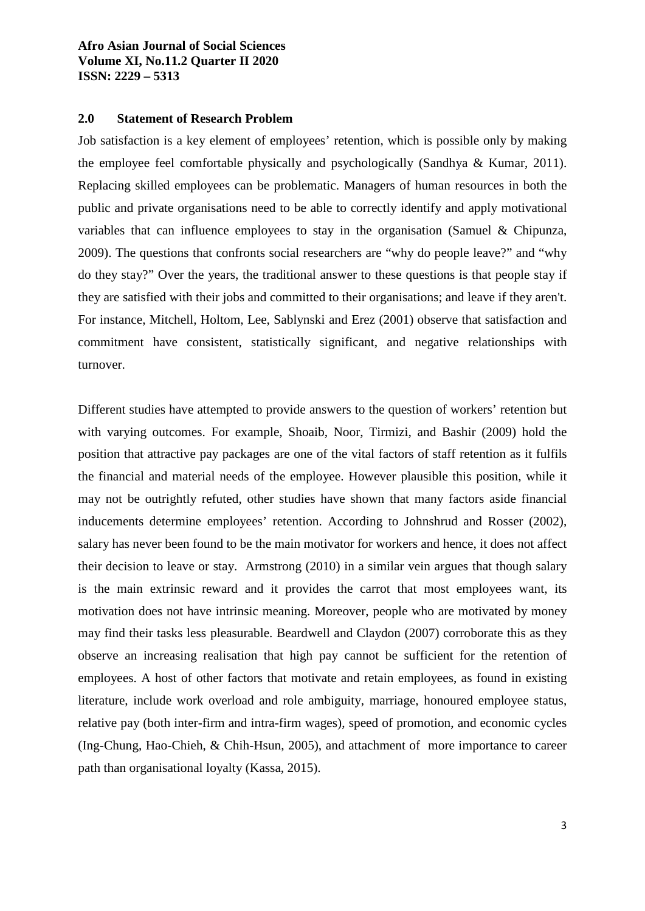## 2.0 Statement of Research Problem

Job satisfaction is a key element of employees' retention, which is possible only by making the employee feel comfortable physically and psychologically (Sandhya & Kumar, 2011). Replacing skilled employees can be problematic. Managers of human resources in both the public and private organisations need to be able to correctly identify and apply motivational variables that can influence employees to stay in the organisation (Samuel & Chipunza, 2009). The questions that confronts social researchers are "why do people leave?" and "why do they stay?" Over the years, the traditional answer to these questions is that people stay if they are satisfied with their jobs and committed to their organisations; and leave if they aren't. For instance, Mitchell, Holtom, Lee, Sablynski and Erez (2001) observe that satisfaction and commitment have consistent, statistically significant, and negative relationships with turnover.

Different studies have attempted to provide answers to the question of workers' retention but with varying outcomes. For example, Shoaib, Noor, Tirmizi, and Bashir (2009) hold the position that attractive pay packages are one of the vital factors of staff retention as it fulfils the financial and material needs of the employee. However plausible this position, while it may not be outrightly refuted, other studies have shown that many factors aside financial inducements determine employees' retention. According to Johnshrud and Rosser (2002), salary has never been found to be the main motivator for workers and hence, it does not affect their decision to leave or stay. Armstrong (2010) in a similar vein argues that though salary is the main extrinsic reward and it provides the carrot that most employees want, its motivation does not have intrinsic meaning. Moreover, people who are motivated by money may find their tasks less pleasurable. Beardwell and Claydon (2007) corroborate this as they observe an increasing realisation that high pay cannot be sufficient for the retention of employees. A host of other factors that motivate and retain employees, as found in existing literature, include work overload and role ambiguity, marriage, honoured employee status, relative pay (both inter-firm and intra-firm wages), speed of promotion, and economic cycles (Ing-Chung, Hao-Chieh, & Chih-Hsun, 2005), and attachment of more importance to career path than organisational loyalty (Kassa, 2015).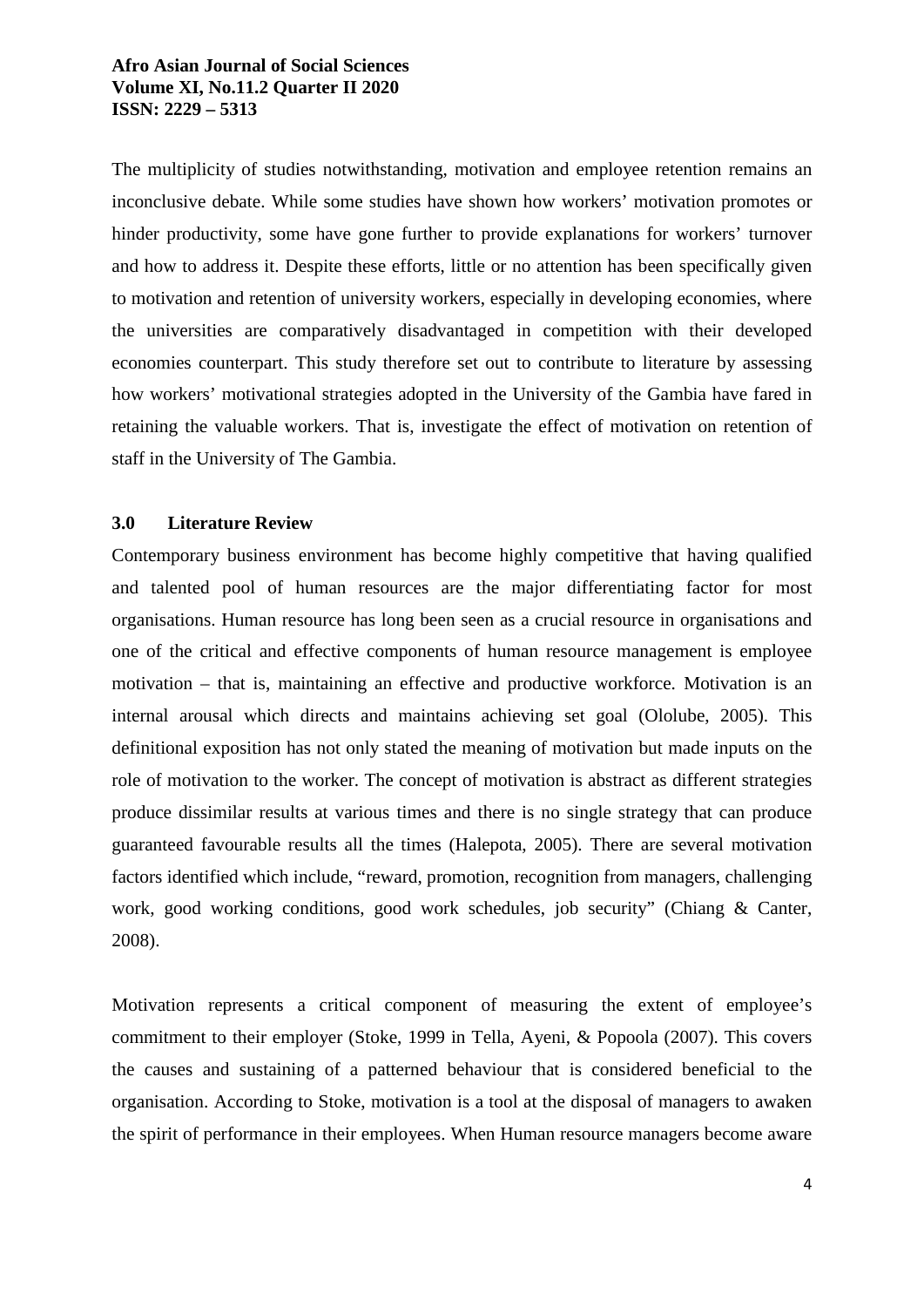The multiplicity of studies notwithstanding, motivation and employee retention remains an inconclusive debate. While some studies have shown how workers' motivation promotes or hinder productivity, some have gone further to provide explanations for workers' turnover and how to address it. Despite these efforts, little or no attention has been specifically given to motivation and retention of university workers, especially in developing economies, where the universities are comparatively disadvantaged in competition with their developed economies counterpart. This study therefore set out to contribute to literature by assessing how workers' motivational strategies adopted in the University of the Gambia have fared in retaining the valuable workers. That is, investigate the effect of motivation on retention of staff in the University of The Gambia.

## 3.0 Literature Review

Contemporary business environment has become highly competitive that having qualified and talented pool of human resources are the major differentiating factor for most organisations. Human resource has long been seen as a crucial resource in organisations and one of the critical and effective components of human resource management is employee motivation – that is, maintaining an effective and productive workforce. Motivation is an internal arousal which directs and maintains achieving set goal (Ololube, 2005). This definitional exposition has not only stated the meaning of motivation but made inputs on the role of motivation to the worker. The concept of motivation is abstract as different strategies produce dissimilar results at various times and there is no single strategy that can produce guaranteed favourable results all the times (Halepota, 2005). There are several motivation factors identified which include, "reward, promotion, recognition from managers, challenging work, good working conditions, good work schedules, job security" (Chiang & Canter, 2008).

Motivation represents a critical component of measuring the extent of employee's commitment to their employer (Stoke, 1999 in Tella, Ayeni, & Popoola (2007). This covers the causes and sustaining of a patterned behaviour that is considered beneficial to the organisation. According to Stoke, motivation is a tool at the disposal of managers to awaken the spirit of performance in their employees. When Human resource managers become aware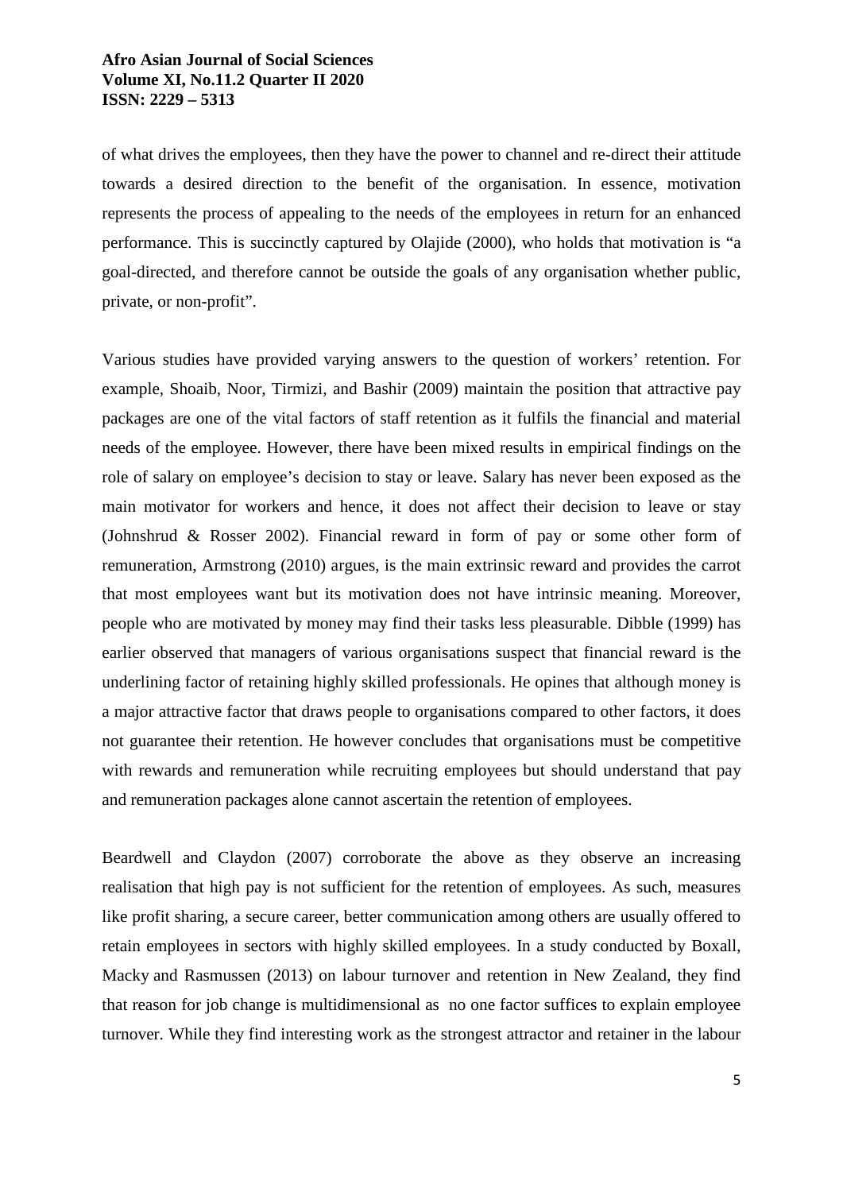of what drives the employees, then they have the power to channel and re-direct their attitude towards a desired direction to the benefit of the organisation. In essence, motivation represents the process of appealing to the needs of the employees in return for an enhanced performance. This is succinctly captured by Olajide (2000), who holds that motivation is "a goal-directed, and therefore cannot be outside the goals of any organisation whether public, private, or non-profit".

Various studies have provided varying answers to the question of workers' retention. For example, Shoaib, Noor, Tirmizi, and Bashir (2009) maintain the position that attractive pay packages are one of the vital factors of staff retention as it fulfils the financial and material needs of the employee. However, there have been mixed results in empirical findings on the role of salary on employee's decision to stay or leave. Salary has never been exposed as the main motivator for workers and hence, it does not affect their decision to leave or stay (Johnshrud & Rosser 2002). Financial reward in form of pay or some other form of remuneration, Armstrong (2010) argues, is the main extrinsic reward and provides the carrot that most employees want but its motivation does not have intrinsic meaning. Moreover, people who are motivated by money may find their tasks less pleasurable. Dibble (1999) has earlier observed that managers of various organisations suspect that financial reward is the underlining factor of retaining highly skilled professionals. He opines that although money is a major attractive factor that draws people to organisations compared to other factors, it does not guarantee their retention. He however concludes that organisations must be competitive with rewards and remuneration while recruiting employees but should understand that pay and remuneration packages alone cannot ascertain the retention of employees.

Beardwell and Claydon (2007) corroborate the above as they observe an increasing realisation that high pay is not sufficient for the retention of employees. As such, measures like profit sharing, a secure career, better communication among others are usually offered to retain employees in sectors with highly skilled employees. In a study conducted by Boxall, Macky and Rasmussen (2013) on labour turnover and retention in New Zealand, they find that reason for job change is multidimensional as no one factor suffices to explain employee turnover. While they find interesting work as the strongest attractor and retainer in the labour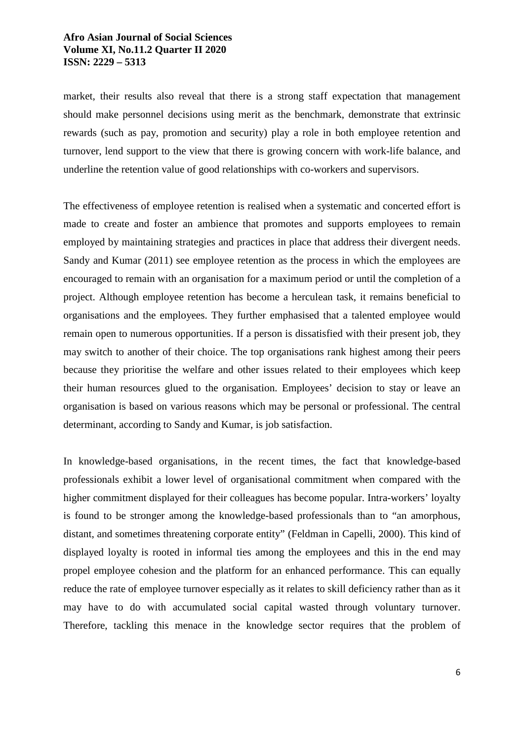market, their results also reveal that there is a strong staff expectation that management should make personnel decisions using merit as the benchmark, demonstrate that extrinsic rewards (such as pay, promotion and security) play a role in both employee retention and turnover, lend support to the view that there is growing concern with work-life balance, and underline the retention value of good relationships with co-workers and supervisors.

The effectiveness of employee retention is realised when a systematic and concerted effort is made to create and foster an ambience that promotes and supports employees to remain employed by maintaining strategies and practices in place that address their divergent needs. Sandy and Kumar (2011) see employee retention as the process in which the employees are encouraged to remain with an organisation for a maximum period or until the completion of a project. Although employee retention has become a herculean task, it remains beneficial to organisations and the employees. They further emphasised that a talented employee would remain open to numerous opportunities. If a person is dissatisfied with their present job, they may switch to another of their choice. The top organisations rank highest among their peers because they prioritise the welfare and other issues related to their employees which keep their human resources glued to the organisation. Employees' decision to stay or leave an organisation is based on various reasons which may be personal or professional. The central determinant, according to Sandy and Kumar, is job satisfaction.

In knowledge-based organisations, in the recent times, the fact that knowledge-based professionals exhibit a lower level of organisational commitment when compared with the higher commitment displayed for their colleagues has become popular. Intra-workers' loyalty is found to be stronger among the knowledge-based professionals than to "an amorphous, distant, and sometimes threatening corporate entity" (Feldman in Capelli, 2000). This kind of displayed loyalty is rooted in informal ties among the employees and this in the end may propel employee cohesion and the platform for an enhanced performance. This can equally reduce the rate of employee turnover especially as it relates to skill deficiency rather than as it may have to do with accumulated social capital wasted through voluntary turnover. Therefore, tackling this menace in the knowledge sector requires that the problem of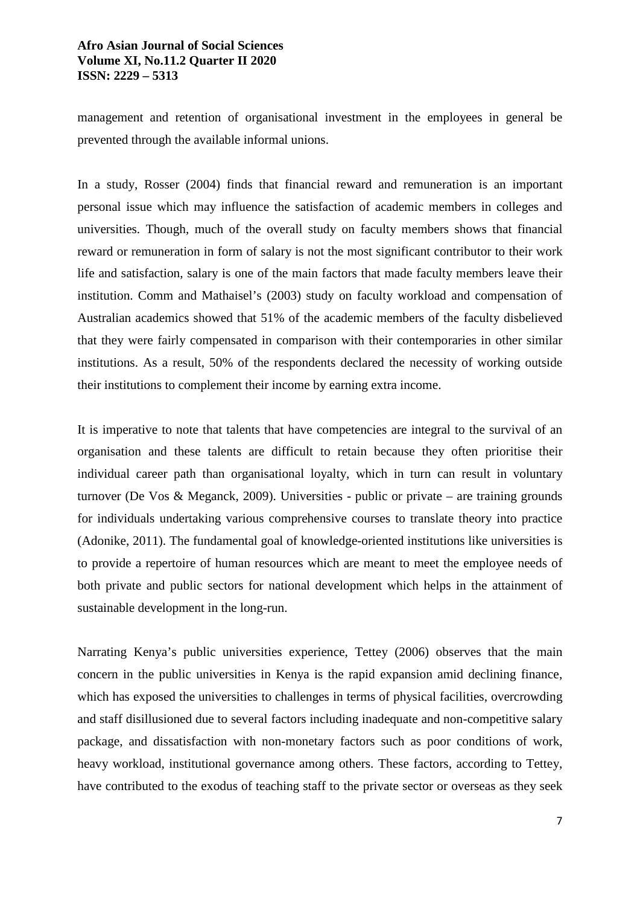management and retention of organisational investment in the employees in general be prevented through the available informal unions.

In a study, Rosser (2004) finds that financial reward and remuneration is an important personal issue which may influence the satisfaction of academic members in colleges and universities. Though, much of the overall study on faculty members shows that financial reward or remuneration in form of salary is not the most significant contributor to their work life and satisfaction, salary is one of the main factors that made faculty members leave their institution. Comm and Mathaisel's (2003) study on faculty workload and compensation of Australian academics showed that 51% of the academic members of the faculty disbelieved that they were fairly compensated in comparison with their contemporaries in other similar institutions. As a result, 50% of the respondents declared the necessity of working outside their institutions to complement their income by earning extra income.

It is imperative to note that talents that have competencies are integral to the survival of an organisation and these talents are difficult to retain because they often prioritise their individual career path than organisational loyalty, which in turn can result in voluntary turnover (De Vos & Meganck, 2009). Universities - public or private – are training grounds for individuals undertaking various comprehensive courses to translate theory into practice (Adonike, 2011). The fundamental goal of knowledge-oriented institutions like universities is to provide a repertoire of human resources which are meant to meet the employee needs of both private and public sectors for national development which helps in the attainment of sustainable development in the long-run.

Narrating Kenya's public universities experience, Tettey (2006) observes that the main concern in the public universities in Kenya is the rapid expansion amid declining finance, which has exposed the universities to challenges in terms of physical facilities, overcrowding and staff disillusioned due to several factors including inadequate and non-competitive salary package, and dissatisfaction with non-monetary factors such as poor conditions of work, heavy workload, institutional governance among others. These factors, according to Tettey, have contributed to the exodus of teaching staff to the private sector or overseas as they seek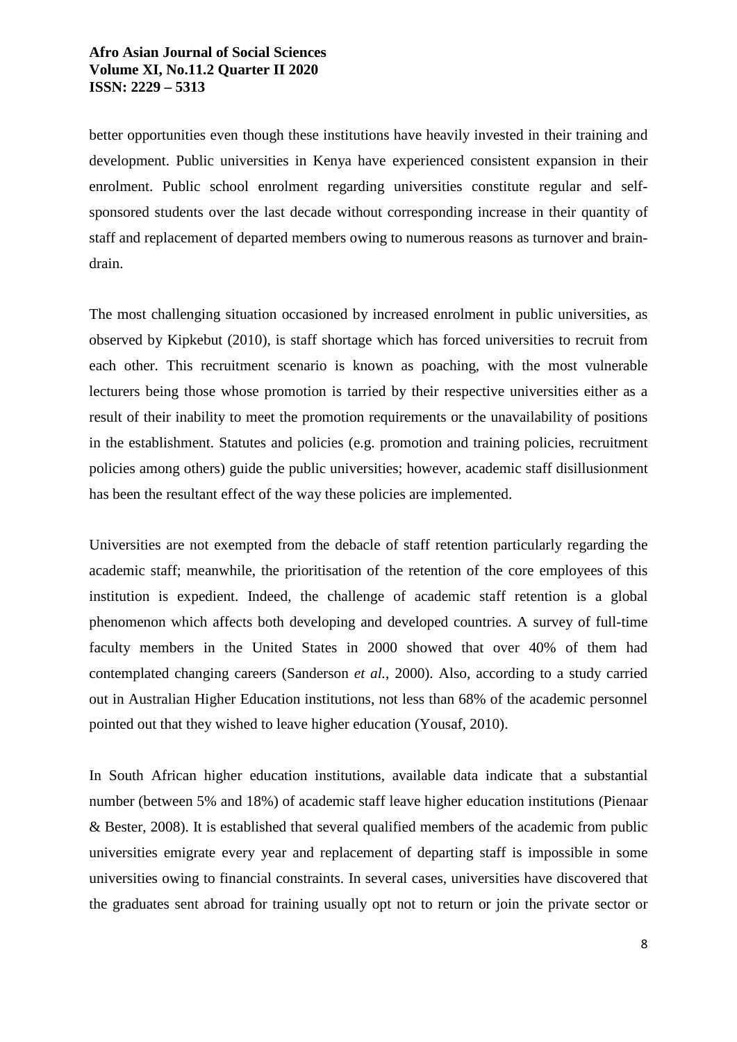better opportunities even though these institutions have heavily invested in their training and development. Public universities in Kenya have experienced consistent expansion in their enrolment. Public school enrolment regarding universities constitute regular and self-sponsored students over the last decade without corresponding increase in their quantity of staff and replacement of departed members owing to numerous reasons as turnover and brain-drain.

The most challenging situation occasioned by increased enrolment in public universities, as observed by Kipkebut (2010), is staff shortage which has forced universities to recruit from each other. This recruitment scenario is known as poaching, with the most vulnerable lecturers being those whose promotion is tarried by their respective universities either as a result of their inability to meet the promotion requirements or the unavailability of positions in the establishment. Statutes and policies (e.g. promotion and training policies, recruitment policies among others) guide the public universities; however, academic staff disillusionment has been the resultant effect of the way these policies are implemented.

Universities are not exempted from the debacle of staff retention particularly regarding the academic staff; meanwhile, the prioritisation of the retention of the core employees of this institution is expedient. Indeed, the challenge of academic staff retention is a global phenomenon which affects both developing and developed countries. A survey of full-time faculty members in the United States in 2000 showed that over 40% of them had contemplated changing careers (Sanderson *et al.*, 2000). Also, according to a study carried out in Australian Higher Education institutions, not less than 68% of the academic personnel pointed out that they wished to leave higher education (Yousaf, 2010).

In South African higher education institutions, available data indicate that a substantial number (between 5% and 18%) of academic staff leave higher education institutions (Pienaar & Bester, 2008). It is established that several qualified members of the academic from public universities emigrate every year and replacement of departing staff is impossible in some universities owing to financial constraints. In several cases, universities have discovered that the graduates sent abroad for training usually opt not to return or join the private sector or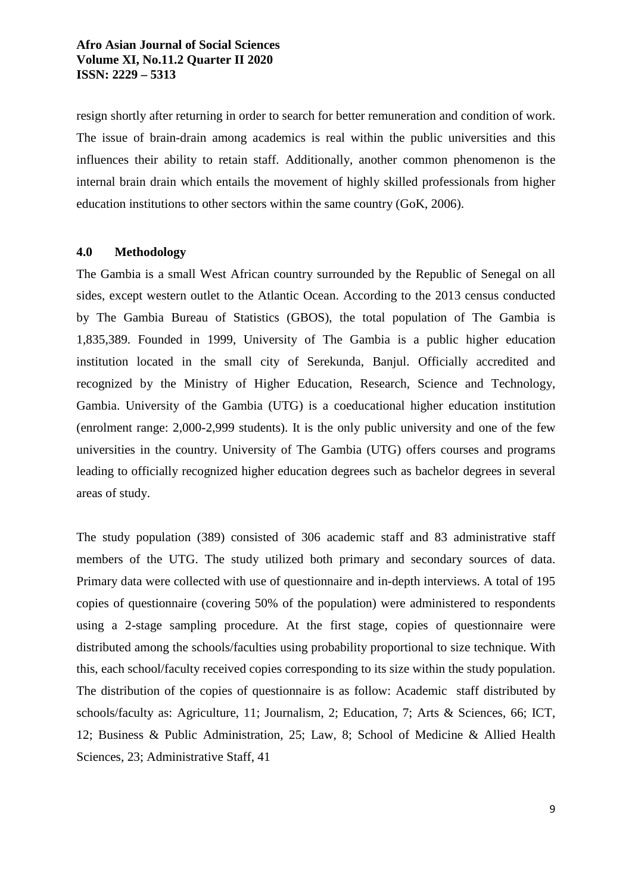resign shortly after returning in order to search for better remuneration and condition of work. The issue of brain-drain among academics is real within the public universities and this influences their ability to retain staff. Additionally, another common phenomenon is the internal brain drain which entails the movement of highly skilled professionals from higher education institutions to other sectors within the same country (GoK, 2006).

## 4.0 Methodology

The Gambia is a small West African country surrounded by the Republic of Senegal on all sides, except western outlet to the Atlantic Ocean. According to the 2013 census conducted by The Gambia Bureau of Statistics (GBOS), the total population of The Gambia is 1,835,389. Founded in 1999, University of The Gambia is a public higher education institution located in the small city of Serekunda, Banjul. Officially accredited and recognized by the Ministry of Higher Education, Research, Science and Technology, Gambia. University of the Gambia (UTG) is a coeducational higher education institution (enrolment range: 2,000-2,999 students). It is the only public university and one of the few universities in the country. University of The Gambia (UTG) offers courses and programs leading to officially recognized higher education degrees such as bachelor degrees in several areas of study.

The study population (389) consisted of 306 academic staff and 83 administrative staff members of the UTG. The study utilized both primary and secondary sources of data. Primary data were collected with use of questionnaire and in-depth interviews. A total of 195 copies of questionnaire (covering 50% of the population) were administered to respondents using a 2-stage sampling procedure. At the first stage, copies of questionnaire were distributed among the schools/faculties using probability proportional to size technique. With this, each school/faculty received copies corresponding to its size within the study population. The distribution of the copies of questionnaire is as follow: Academic staff distributed by schools/faculty as: Agriculture, 11; Journalism, 2; Education, 7; Arts & Sciences, 66; ICT, 12; Business & Public Administration, 25; Law, 8; School of Medicine & Allied Health Sciences, 23; Administrative Staff, 41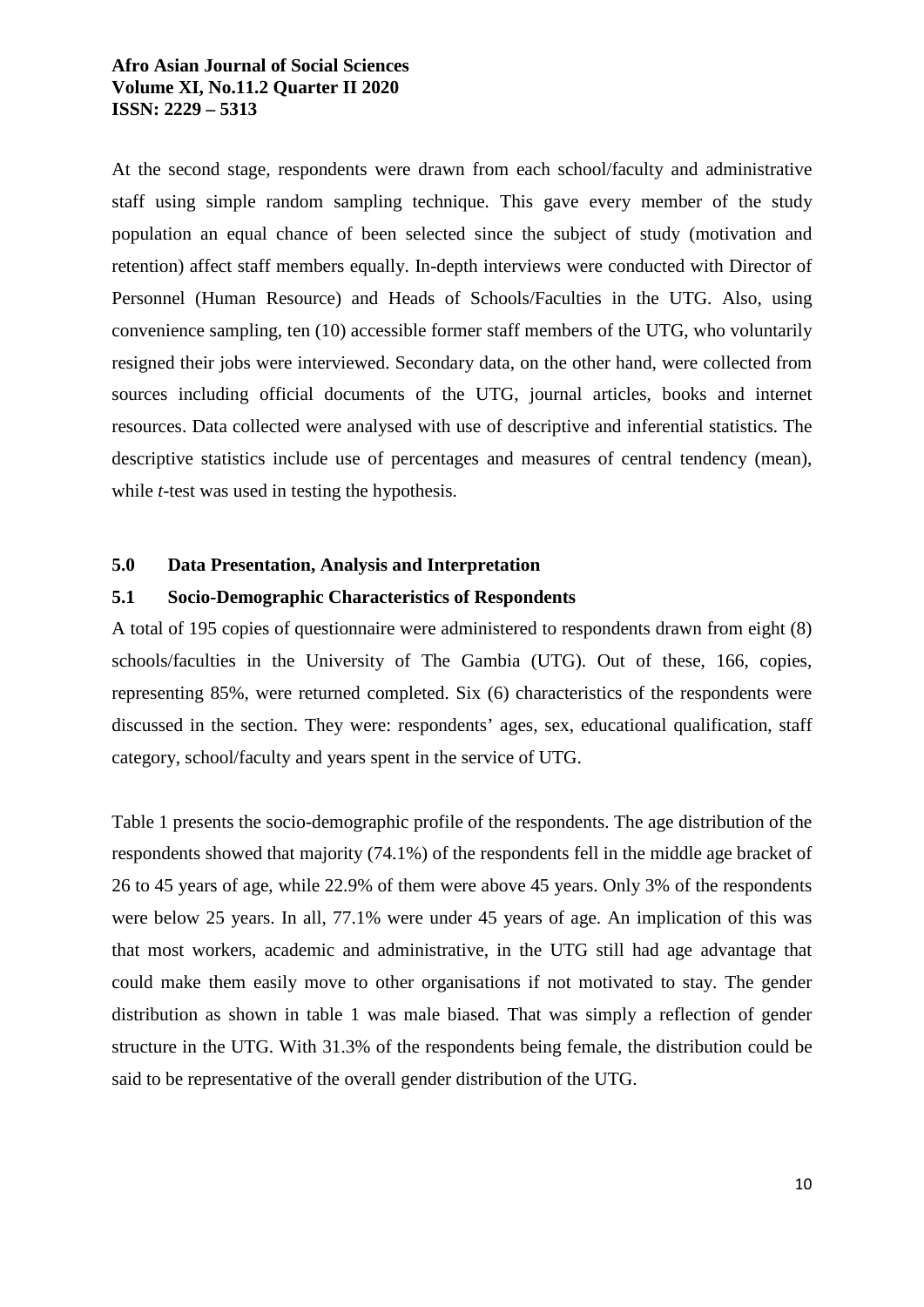At the second stage, respondents were drawn from each school/faculty and administrative staff using simple random sampling technique. This gave every member of the study population an equal chance of been selected since the subject of study (motivation and retention) affect staff members equally. In-depth interviews were conducted with Director of Personnel (Human Resource) and Heads of Schools/Faculties in the UTG. Also, using convenience sampling, ten (10) accessible former staff members of the UTG, who voluntarily resigned their jobs were interviewed. Secondary data, on the other hand, were collected from sources including official documents of the UTG, journal articles, books and internet resources. Data collected were analysed with use of descriptive and inferential statistics. The descriptive statistics include use of percentages and measures of central tendency (mean), while *t*-test was used in testing the hypothesis.

## 5.0 Data Presentation, Analysis and Interpretation

### 5.1 Socio-Demographic Characteristics of Respondents

A total of 195 copies of questionnaire were administered to respondents drawn from eight (8) schools/faculties in the University of The Gambia (UTG). Out of these, 166, copies, representing 85%, were returned completed. Six (6) characteristics of the respondents were discussed in the section. They were: respondents' ages, sex, educational qualification, staff category, school/faculty and years spent in the service of UTG.

Table 1 presents the socio-demographic profile of the respondents. The age distribution of the respondents showed that majority (74.1%) of the respondents fell in the middle age bracket of 26 to 45 years of age, while 22.9% of them were above 45 years. Only 3% of the respondents were below 25 years. In all, 77.1% were under 45 years of age. An implication of this was that most workers, academic and administrative, in the UTG still had age advantage that could make them easily move to other organisations if not motivated to stay. The gender distribution as shown in table 1 was male biased. That was simply a reflection of gender structure in the UTG. With 31.3% of the respondents being female, the distribution could be said to be representative of the overall gender distribution of the UTG.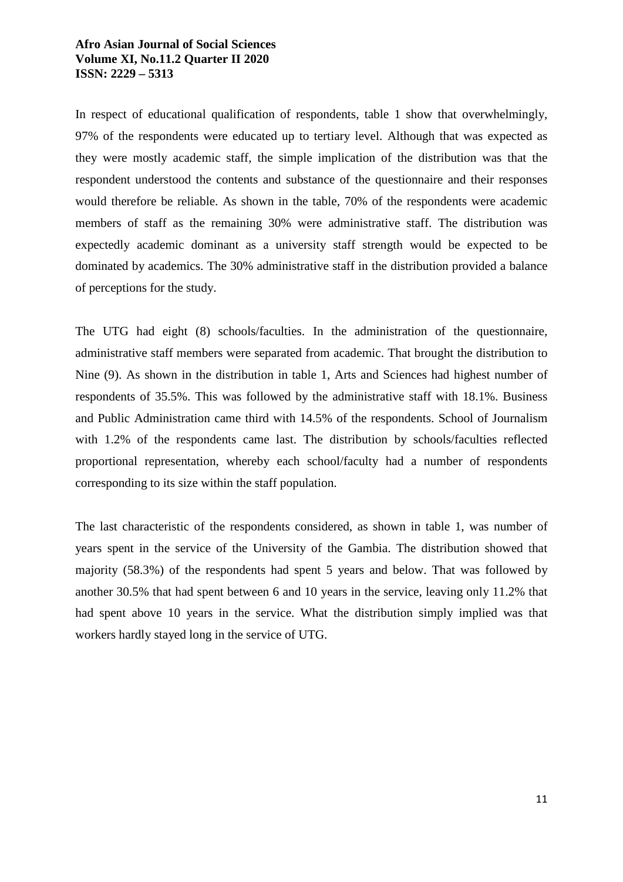In respect of educational qualification of respondents, table 1 show that overwhelmingly, 97% of the respondents were educated up to tertiary level. Although that was expected as they were mostly academic staff, the simple implication of the distribution was that the respondent understood the contents and substance of the questionnaire and their responses would therefore be reliable. As shown in the table, 70% of the respondents were academic members of staff as the remaining 30% were administrative staff. The distribution was expectedly academic dominant as a university staff strength would be expected to be dominated by academics. The 30% administrative staff in the distribution provided a balance of perceptions for the study.

The UTG had eight (8) schools/faculties. In the administration of the questionnaire, administrative staff members were separated from academic. That brought the distribution to Nine (9). As shown in the distribution in table 1, Arts and Sciences had highest number of respondents of 35.5%. This was followed by the administrative staff with 18.1%. Business and Public Administration came third with 14.5% of the respondents. School of Journalism with 1.2% of the respondents came last. The distribution by schools/faculties reflected proportional representation, whereby each school/faculty had a number of respondents corresponding to its size within the staff population.

The last characteristic of the respondents considered, as shown in table 1, was number of years spent in the service of the University of the Gambia. The distribution showed that majority (58.3%) of the respondents had spent 5 years and below. That was followed by another 30.5% that had spent between 6 and 10 years in the service, leaving only 11.2% that had spent above 10 years in the service. What the distribution simply implied was that workers hardly stayed long in the service of UTG.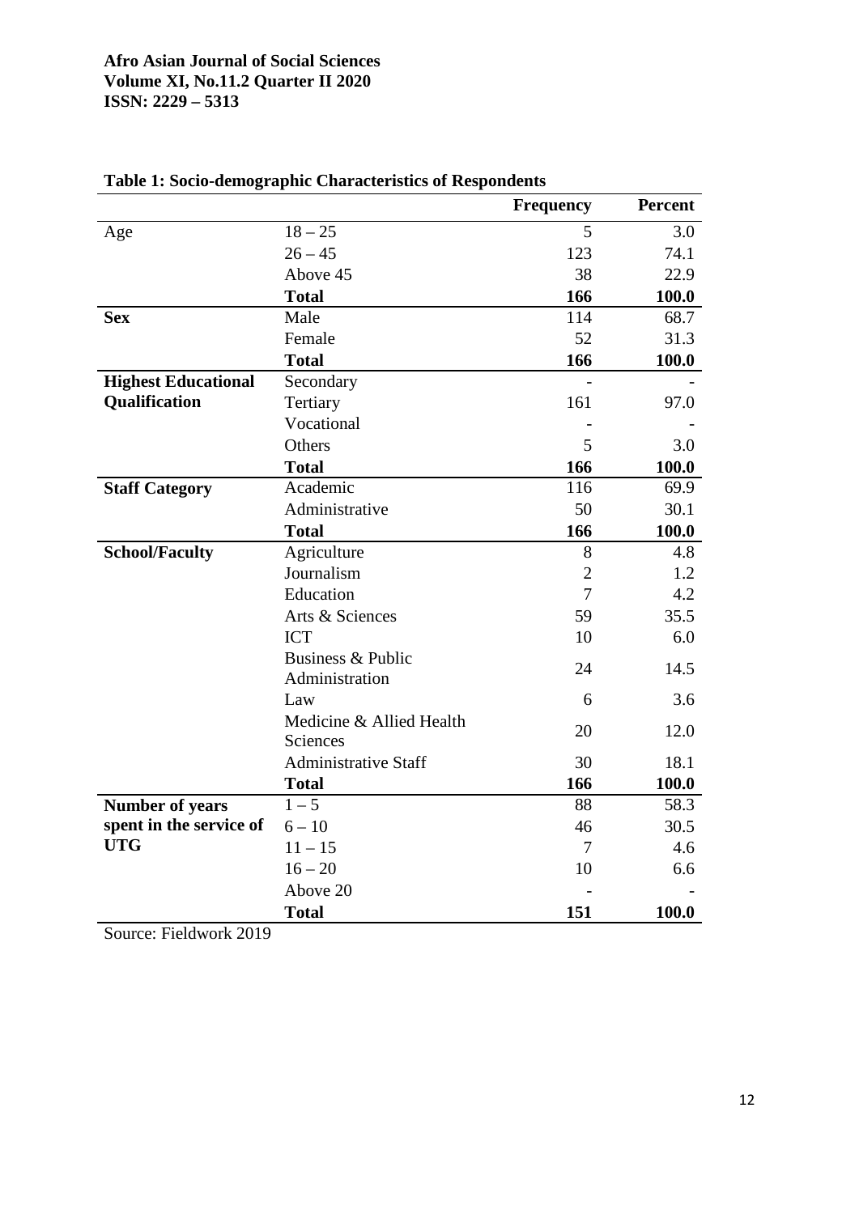**Table 1: Socio-demographic Characteristics of Respondents**

| | | Frequency | Percent |
|---|---|---|---|
| Age | 18 – 25 | 5 | 3.0 |
| | 26 – 45 | 123 | 74.1 |
| | Above 45 | 38 | 22.9 |
| | **Total** | **166** | **100.0** |
| **Sex** | Male | 114 | 68.7 |
| | Female | 52 | 31.3 |
| | **Total** | **166** | **100.0** |
| **Highest Educational Qualification** | Secondary | - | - |
| | Tertiary | 161 | 97.0 |
| | Vocational | - | - |
| | Others | 5 | 3.0 |
| | **Total** | **166** | **100.0** |
| **Staff Category** | Academic | 116 | 69.9 |
| | Administrative | 50 | 30.1 |
| | **Total** | **166** | **100.0** |
| **School/Faculty** | Agriculture | 8 | 4.8 |
| | Journalism | 2 | 1.2 |
| | Education | 7 | 4.2 |
| | Arts & Sciences | 59 | 35.5 |
| | ICT | 10 | 6.0 |
| | Business & Public Administration | 24 | 14.5 |
| | Law | 6 | 3.6 |
| | Medicine & Allied Health Sciences | 20 | 12.0 |
| | Administrative Staff | 30 | 18.1 |
| | **Total** | **166** | **100.0** |
| **Number of years spent in the service of UTG** | 1 – 5 | 88 | 58.3 |
| | 6 – 10 | 46 | 30.5 |
| | 11 – 15 | 7 | 4.6 |
| | 16 – 20 | 10 | 6.6 |
| | Above 20 | - | - |
| | **Total** | **151** | **100.0** |

Source: Fieldwork 2019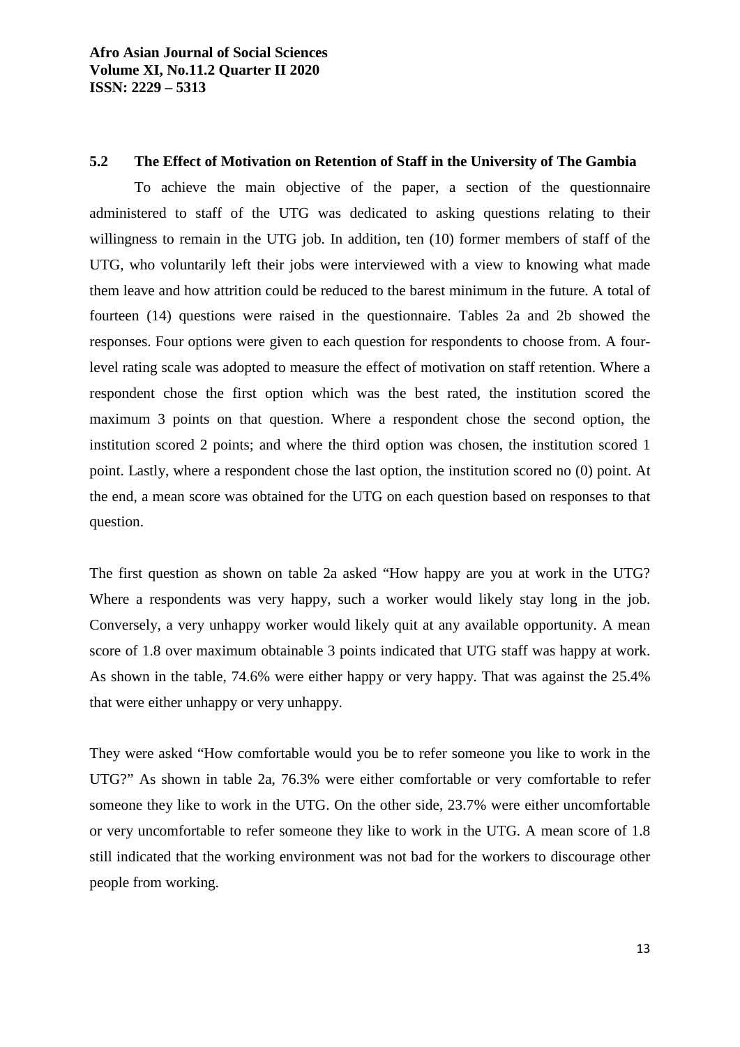### 5.2 The Effect of Motivation on Retention of Staff in the University of The Gambia

To achieve the main objective of the paper, a section of the questionnaire administered to staff of the UTG was dedicated to asking questions relating to their willingness to remain in the UTG job. In addition, ten (10) former members of staff of the UTG, who voluntarily left their jobs were interviewed with a view to knowing what made them leave and how attrition could be reduced to the barest minimum in the future. A total of fourteen (14) questions were raised in the questionnaire. Tables 2a and 2b showed the responses. Four options were given to each question for respondents to choose from. A four-level rating scale was adopted to measure the effect of motivation on staff retention. Where a respondent chose the first option which was the best rated, the institution scored the maximum 3 points on that question. Where a respondent chose the second option, the institution scored 2 points; and where the third option was chosen, the institution scored 1 point. Lastly, where a respondent chose the last option, the institution scored no (0) point. At the end, a mean score was obtained for the UTG on each question based on responses to that question.

The first question as shown on table 2a asked "How happy are you at work in the UTG? Where a respondents was very happy, such a worker would likely stay long in the job. Conversely, a very unhappy worker would likely quit at any available opportunity. A mean score of 1.8 over maximum obtainable 3 points indicated that UTG staff was happy at work. As shown in the table, 74.6% were either happy or very happy. That was against the 25.4% that were either unhappy or very unhappy.

They were asked "How comfortable would you be to refer someone you like to work in the UTG?" As shown in table 2a, 76.3% were either comfortable or very comfortable to refer someone they like to work in the UTG. On the other side, 23.7% were either uncomfortable or very uncomfortable to refer someone they like to work in the UTG. A mean score of 1.8 still indicated that the working environment was not bad for the workers to discourage other people from working.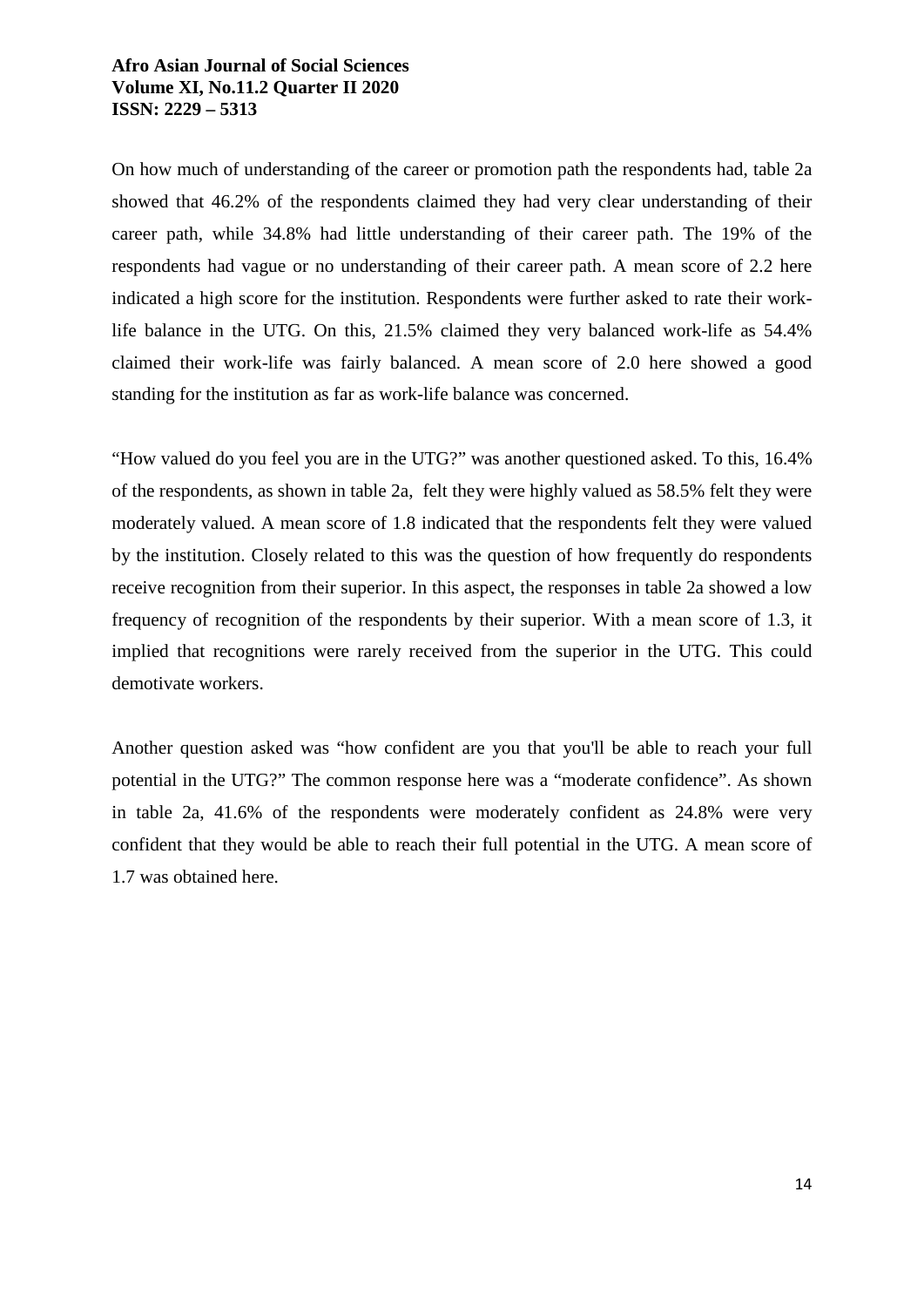On how much of understanding of the career or promotion path the respondents had, table 2a showed that 46.2% of the respondents claimed they had very clear understanding of their career path, while 34.8% had little understanding of their career path. The 19% of the respondents had vague or no understanding of their career path. A mean score of 2.2 here indicated a high score for the institution. Respondents were further asked to rate their work-life balance in the UTG. On this, 21.5% claimed they very balanced work-life as 54.4% claimed their work-life was fairly balanced. A mean score of 2.0 here showed a good standing for the institution as far as work-life balance was concerned.

"How valued do you feel you are in the UTG?" was another questioned asked. To this, 16.4% of the respondents, as shown in table 2a, felt they were highly valued as 58.5% felt they were moderately valued. A mean score of 1.8 indicated that the respondents felt they were valued by the institution. Closely related to this was the question of how frequently do respondents receive recognition from their superior. In this aspect, the responses in table 2a showed a low frequency of recognition of the respondents by their superior. With a mean score of 1.3, it implied that recognitions were rarely received from the superior in the UTG. This could demotivate workers.

Another question asked was "how confident are you that you'll be able to reach your full potential in the UTG?" The common response here was a "moderate confidence". As shown in table 2a, 41.6% of the respondents were moderately confident as 24.8% were very confident that they would be able to reach their full potential in the UTG. A mean score of 1.7 was obtained here.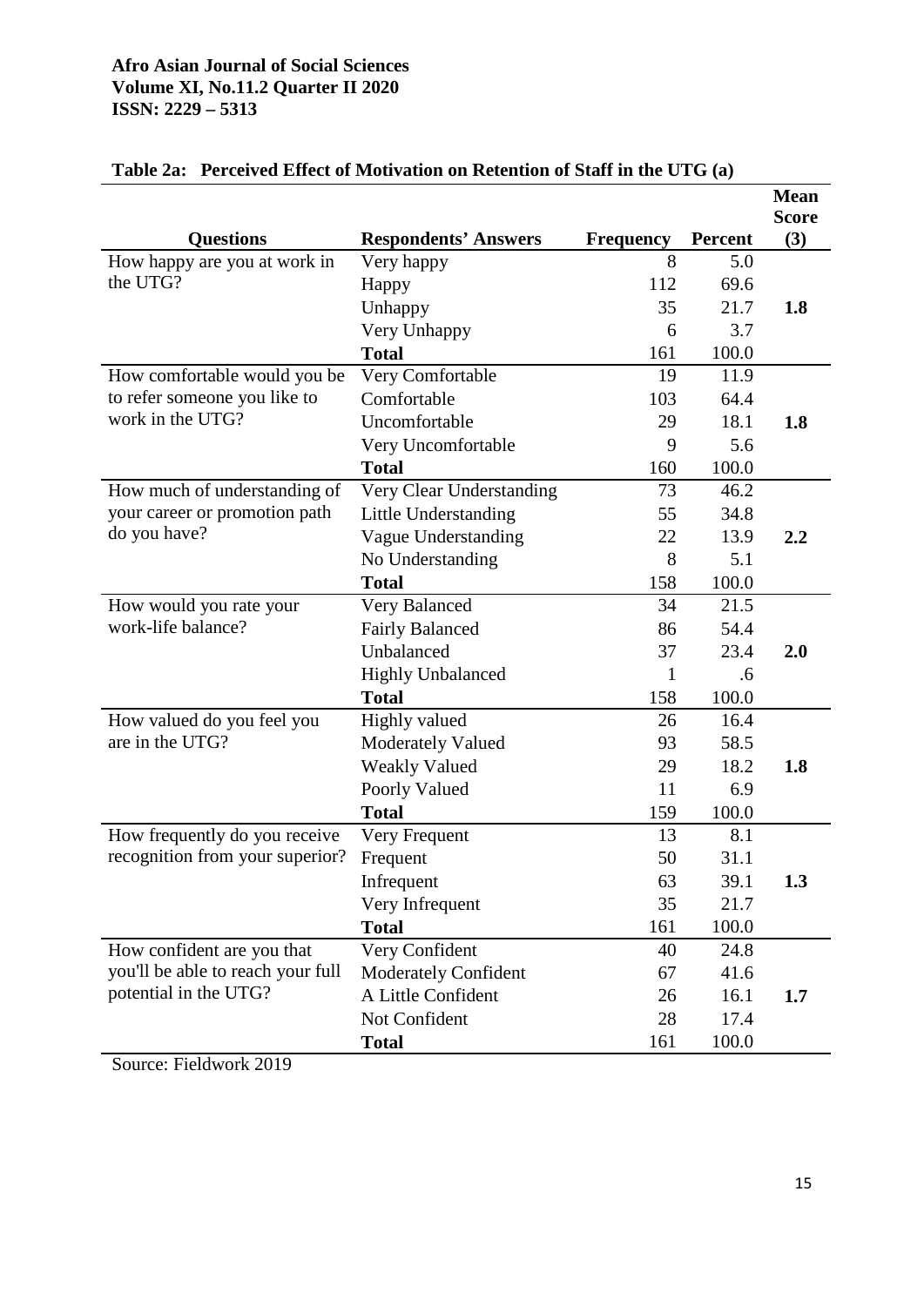**Table 2a: Perceived Effect of Motivation on Retention of Staff in the UTG (a)**

| Questions | Respondents' Answers | Frequency | Percent | Mean Score (3) |
|---|---|---|---|---|
| How happy are you at work in the UTG? | Very happy | 8 | 5.0 | |
| | Happy | 112 | 69.6 | |
| | Unhappy | 35 | 21.7 | **1.8** |
| | Very Unhappy | 6 | 3.7 | |
| | **Total** | 161 | 100.0 | |
| How comfortable would you be to refer someone you like to work in the UTG? | Very Comfortable | 19 | 11.9 | |
| | Comfortable | 103 | 64.4 | |
| | Uncomfortable | 29 | 18.1 | **1.8** |
| | Very Uncomfortable | 9 | 5.6 | |
| | **Total** | 160 | 100.0 | |
| How much of understanding of your career or promotion path do you have? | Very Clear Understanding | 73 | 46.2 | |
| | Little Understanding | 55 | 34.8 | |
| | Vague Understanding | 22 | 13.9 | **2.2** |
| | No Understanding | 8 | 5.1 | |
| | **Total** | 158 | 100.0 | |
| How would you rate your work-life balance? | Very Balanced | 34 | 21.5 | |
| | Fairly Balanced | 86 | 54.4 | |
| | Unbalanced | 37 | 23.4 | **2.0** |
| | Highly Unbalanced | 1 | .6 | |
| | **Total** | 158 | 100.0 | |
| How valued do you feel you are in the UTG? | Highly valued | 26 | 16.4 | |
| | Moderately Valued | 93 | 58.5 | |
| | Weakly Valued | 29 | 18.2 | **1.8** |
| | Poorly Valued | 11 | 6.9 | |
| | **Total** | 159 | 100.0 | |
| How frequently do you receive recognition from your superior? | Very Frequent | 13 | 8.1 | |
| | Frequent | 50 | 31.1 | |
| | Infrequent | 63 | 39.1 | **1.3** |
| | Very Infrequent | 35 | 21.7 | |
| | **Total** | 161 | 100.0 | |
| How confident are you that you'll be able to reach your full potential in the UTG? | Very Confident | 40 | 24.8 | |
| | Moderately Confident | 67 | 41.6 | |
| | A Little Confident | 26 | 16.1 | **1.7** |
| | Not Confident | 28 | 17.4 | |
| | **Total** | 161 | 100.0 | |

Source: Fieldwork 2019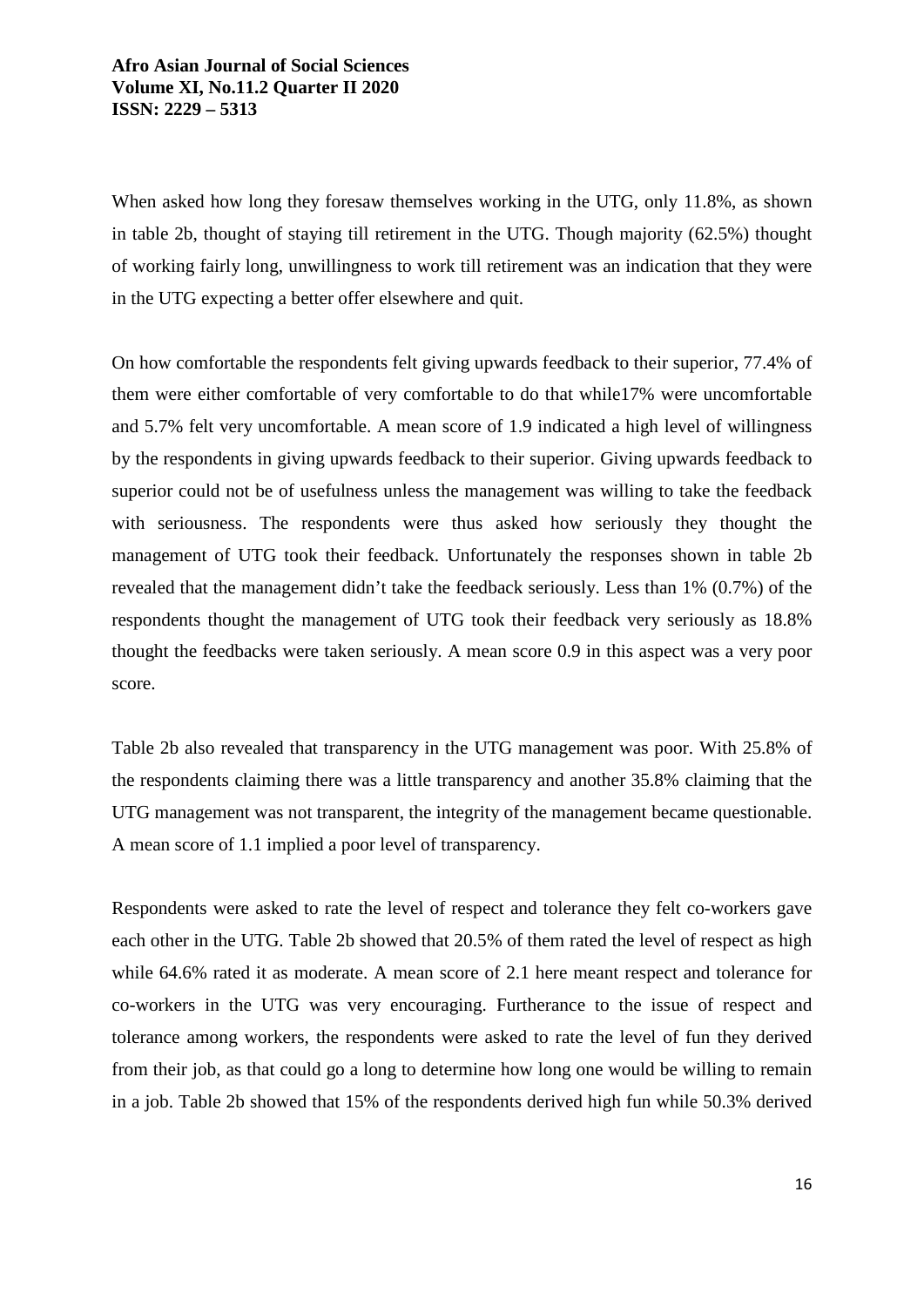When asked how long they foresaw themselves working in the UTG, only 11.8%, as shown in table 2b, thought of staying till retirement in the UTG. Though majority (62.5%) thought of working fairly long, unwillingness to work till retirement was an indication that they were in the UTG expecting a better offer elsewhere and quit.

On how comfortable the respondents felt giving upwards feedback to their superior, 77.4% of them were either comfortable of very comfortable to do that while17% were uncomfortable and 5.7% felt very uncomfortable. A mean score of 1.9 indicated a high level of willingness by the respondents in giving upwards feedback to their superior. Giving upwards feedback to superior could not be of usefulness unless the management was willing to take the feedback with seriousness. The respondents were thus asked how seriously they thought the management of UTG took their feedback. Unfortunately the responses shown in table 2b revealed that the management didn't take the feedback seriously. Less than 1% (0.7%) of the respondents thought the management of UTG took their feedback very seriously as 18.8% thought the feedbacks were taken seriously. A mean score 0.9 in this aspect was a very poor score.

Table 2b also revealed that transparency in the UTG management was poor. With 25.8% of the respondents claiming there was a little transparency and another 35.8% claiming that the UTG management was not transparent, the integrity of the management became questionable. A mean score of 1.1 implied a poor level of transparency.

Respondents were asked to rate the level of respect and tolerance they felt co-workers gave each other in the UTG. Table 2b showed that 20.5% of them rated the level of respect as high while 64.6% rated it as moderate. A mean score of 2.1 here meant respect and tolerance for co-workers in the UTG was very encouraging. Furtherance to the issue of respect and tolerance among workers, the respondents were asked to rate the level of fun they derived from their job, as that could go a long to determine how long one would be willing to remain in a job. Table 2b showed that 15% of the respondents derived high fun while 50.3% derived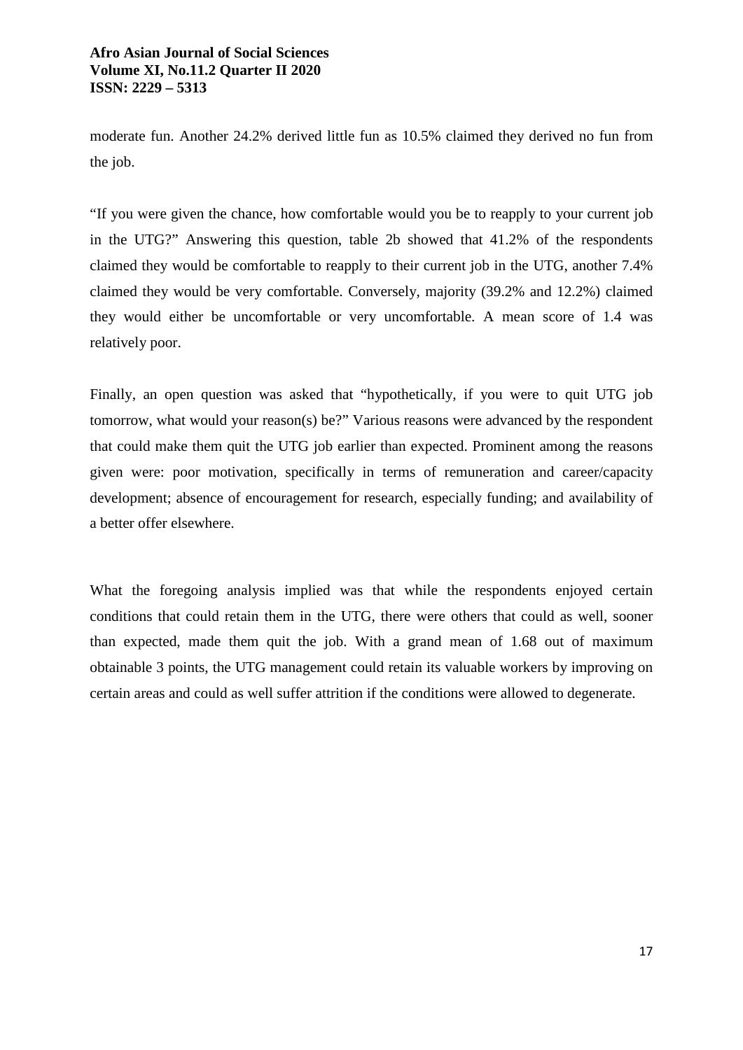moderate fun. Another 24.2% derived little fun as 10.5% claimed they derived no fun from the job.

"If you were given the chance, how comfortable would you be to reapply to your current job in the UTG?" Answering this question, table 2b showed that 41.2% of the respondents claimed they would be comfortable to reapply to their current job in the UTG, another 7.4% claimed they would be very comfortable. Conversely, majority (39.2% and 12.2%) claimed they would either be uncomfortable or very uncomfortable. A mean score of 1.4 was relatively poor.

Finally, an open question was asked that "hypothetically, if you were to quit UTG job tomorrow, what would your reason(s) be?" Various reasons were advanced by the respondent that could make them quit the UTG job earlier than expected. Prominent among the reasons given were: poor motivation, specifically in terms of remuneration and career/capacity development; absence of encouragement for research, especially funding; and availability of a better offer elsewhere.

What the foregoing analysis implied was that while the respondents enjoyed certain conditions that could retain them in the UTG, there were others that could as well, sooner than expected, made them quit the job. With a grand mean of 1.68 out of maximum obtainable 3 points, the UTG management could retain its valuable workers by improving on certain areas and could as well suffer attrition if the conditions were allowed to degenerate.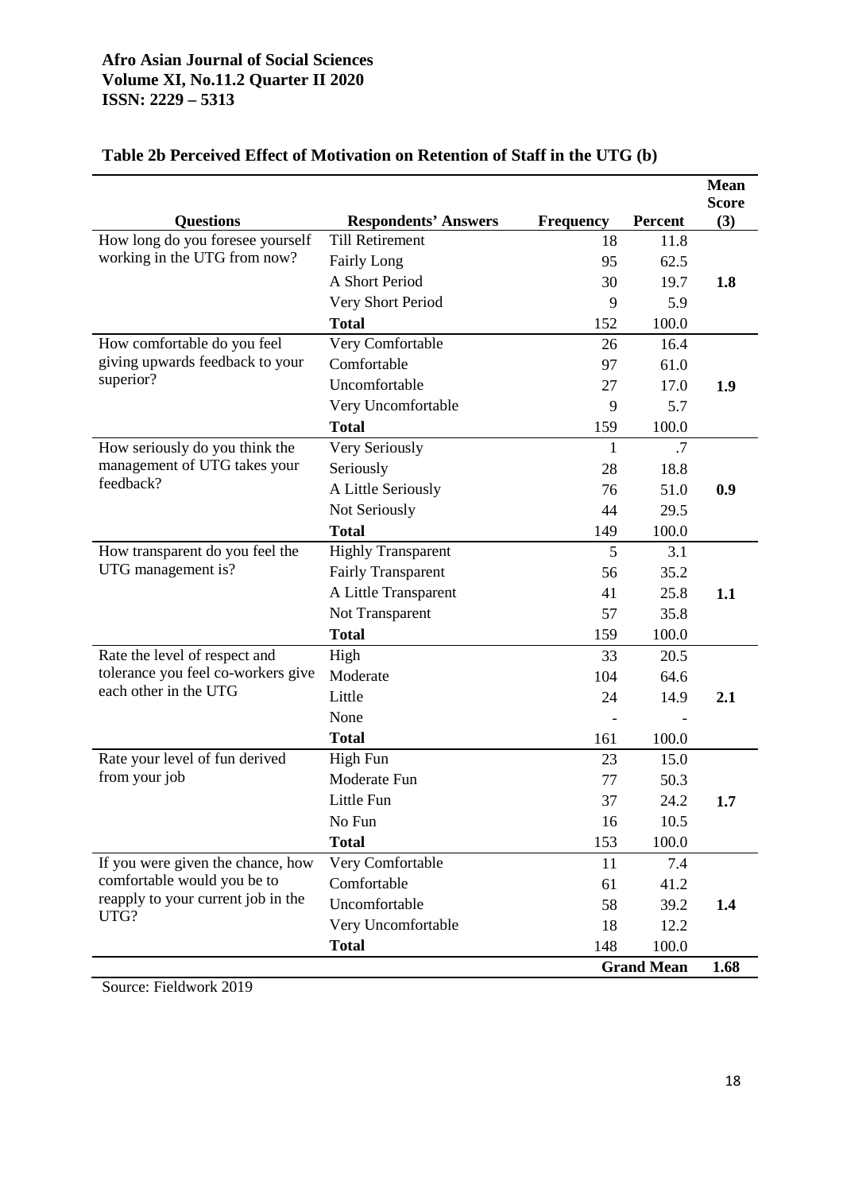**Table 2b Perceived Effect of Motivation on Retention of Staff in the UTG (b)**

| Questions | Respondents' Answers | Frequency | Percent | Mean Score (3) |
|---|---|---|---|---|
| How long do you foresee yourself working in the UTG from now? | Till Retirement | 18 | 11.8 | |
| | Fairly Long | 95 | 62.5 | |
| | A Short Period | 30 | 19.7 | **1.8** |
| | Very Short Period | 9 | 5.9 | |
| | **Total** | 152 | 100.0 | |
| How comfortable do you feel giving upwards feedback to your superior? | Very Comfortable | 26 | 16.4 | |
| | Comfortable | 97 | 61.0 | |
| | Uncomfortable | 27 | 17.0 | **1.9** |
| | Very Uncomfortable | 9 | 5.7 | |
| | **Total** | 159 | 100.0 | |
| How seriously do you think the management of UTG takes your feedback? | Very Seriously | 1 | .7 | |
| | Seriously | 28 | 18.8 | |
| | A Little Seriously | 76 | 51.0 | **0.9** |
| | Not Seriously | 44 | 29.5 | |
| | **Total** | 149 | 100.0 | |
| How transparent do you feel the UTG management is? | Highly Transparent | 5 | 3.1 | |
| | Fairly Transparent | 56 | 35.2 | |
| | A Little Transparent | 41 | 25.8 | **1.1** |
| | Not Transparent | 57 | 35.8 | |
| | **Total** | 159 | 100.0 | |
| Rate the level of respect and tolerance you feel co-workers give each other in the UTG | High | 33 | 20.5 | |
| | Moderate | 104 | 64.6 | |
| | Little | 24 | 14.9 | **2.1** |
| | None | - | - | |
| | **Total** | 161 | 100.0 | |
| Rate your level of fun derived from your job | High Fun | 23 | 15.0 | |
| | Moderate Fun | 77 | 50.3 | |
| | Little Fun | 37 | 24.2 | **1.7** |
| | No Fun | 16 | 10.5 | |
| | **Total** | 153 | 100.0 | |
| If you were given the chance, how comfortable would you be to reapply to your current job in the UTG? | Very Comfortable | 11 | 7.4 | |
| | Comfortable | 61 | 41.2 | |
| | Uncomfortable | 58 | 39.2 | **1.4** |
| | Very Uncomfortable | 18 | 12.2 | |
| | **Total** | 148 | 100.0 | |
| | | | **Grand Mean** | **1.68** |

Source: Fieldwork 2019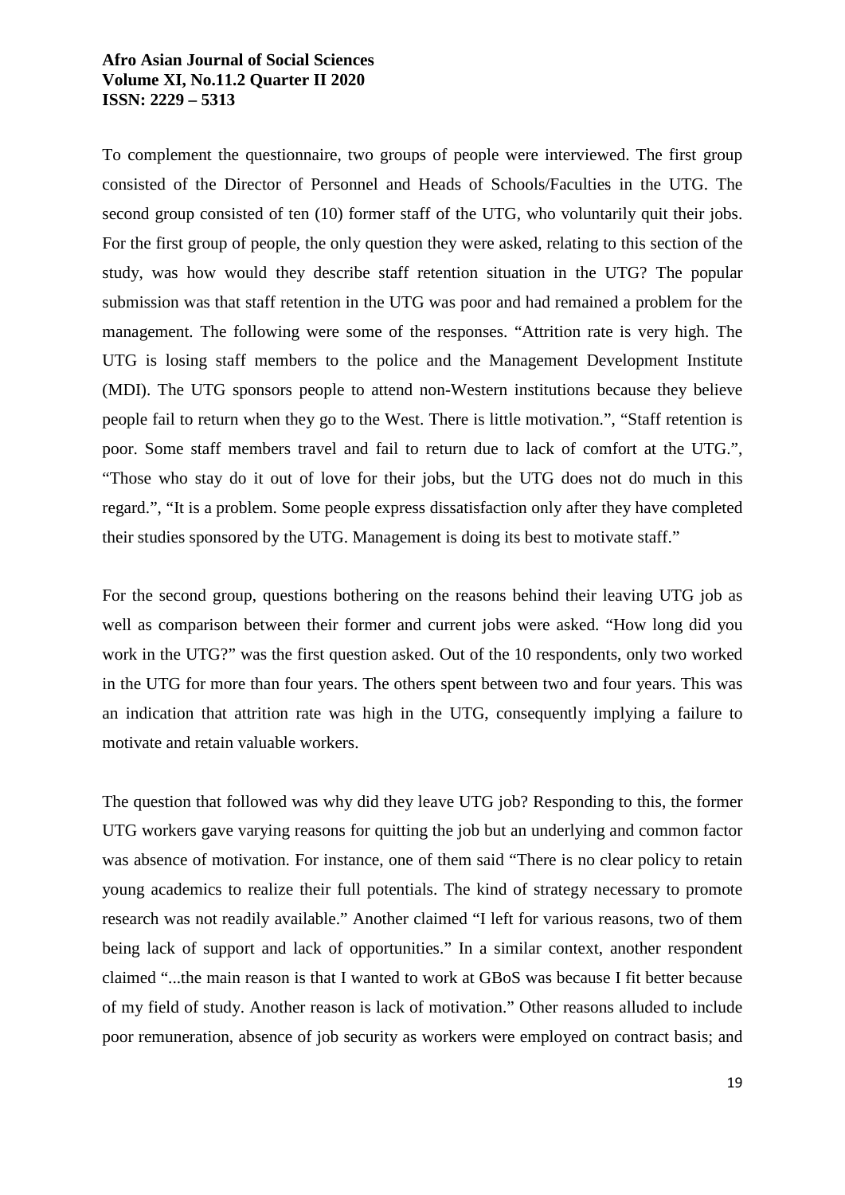To complement the questionnaire, two groups of people were interviewed. The first group consisted of the Director of Personnel and Heads of Schools/Faculties in the UTG. The second group consisted of ten (10) former staff of the UTG, who voluntarily quit their jobs. For the first group of people, the only question they were asked, relating to this section of the study, was how would they describe staff retention situation in the UTG? The popular submission was that staff retention in the UTG was poor and had remained a problem for the management. The following were some of the responses. "Attrition rate is very high. The UTG is losing staff members to the police and the Management Development Institute (MDI). The UTG sponsors people to attend non-Western institutions because they believe people fail to return when they go to the West. There is little motivation.", "Staff retention is poor. Some staff members travel and fail to return due to lack of comfort at the UTG.", "Those who stay do it out of love for their jobs, but the UTG does not do much in this regard.", "It is a problem. Some people express dissatisfaction only after they have completed their studies sponsored by the UTG. Management is doing its best to motivate staff."

For the second group, questions bothering on the reasons behind their leaving UTG job as well as comparison between their former and current jobs were asked. "How long did you work in the UTG?" was the first question asked. Out of the 10 respondents, only two worked in the UTG for more than four years. The others spent between two and four years. This was an indication that attrition rate was high in the UTG, consequently implying a failure to motivate and retain valuable workers.

The question that followed was why did they leave UTG job? Responding to this, the former UTG workers gave varying reasons for quitting the job but an underlying and common factor was absence of motivation. For instance, one of them said "There is no clear policy to retain young academics to realize their full potentials. The kind of strategy necessary to promote research was not readily available." Another claimed "I left for various reasons, two of them being lack of support and lack of opportunities." In a similar context, another respondent claimed "...the main reason is that I wanted to work at GBoS was because I fit better because of my field of study. Another reason is lack of motivation." Other reasons alluded to include poor remuneration, absence of job security as workers were employed on contract basis; and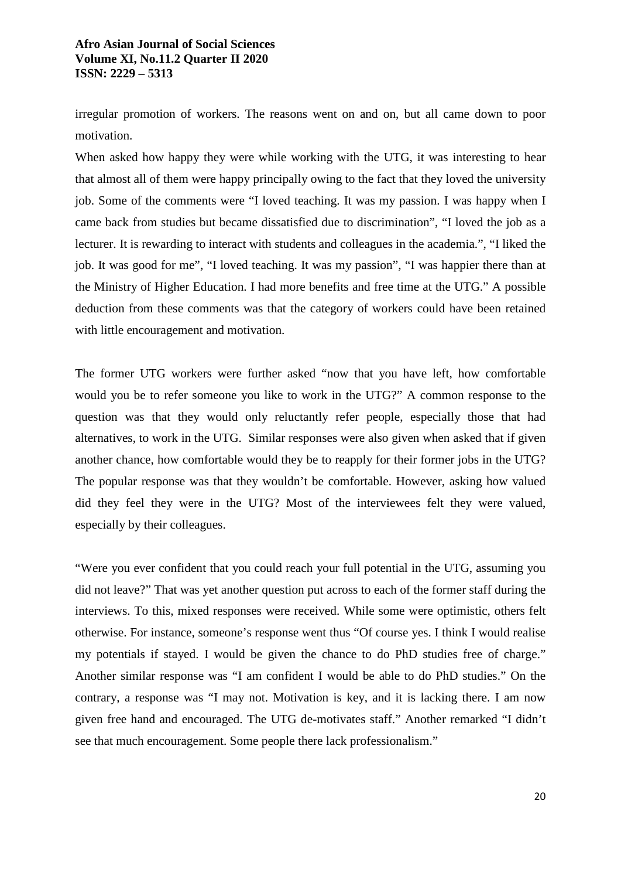irregular promotion of workers. The reasons went on and on, but all came down to poor motivation.

When asked how happy they were while working with the UTG, it was interesting to hear that almost all of them were happy principally owing to the fact that they loved the university job. Some of the comments were "I loved teaching. It was my passion. I was happy when I came back from studies but became dissatisfied due to discrimination", "I loved the job as a lecturer. It is rewarding to interact with students and colleagues in the academia.", "I liked the job. It was good for me", "I loved teaching. It was my passion", "I was happier there than at the Ministry of Higher Education. I had more benefits and free time at the UTG." A possible deduction from these comments was that the category of workers could have been retained with little encouragement and motivation.

The former UTG workers were further asked "now that you have left, how comfortable would you be to refer someone you like to work in the UTG?" A common response to the question was that they would only reluctantly refer people, especially those that had alternatives, to work in the UTG. Similar responses were also given when asked that if given another chance, how comfortable would they be to reapply for their former jobs in the UTG? The popular response was that they wouldn't be comfortable. However, asking how valued did they feel they were in the UTG? Most of the interviewees felt they were valued, especially by their colleagues.

"Were you ever confident that you could reach your full potential in the UTG, assuming you did not leave?" That was yet another question put across to each of the former staff during the interviews. To this, mixed responses were received. While some were optimistic, others felt otherwise. For instance, someone's response went thus "Of course yes. I think I would realise my potentials if stayed. I would be given the chance to do PhD studies free of charge." Another similar response was "I am confident I would be able to do PhD studies." On the contrary, a response was "I may not. Motivation is key, and it is lacking there. I am now given free hand and encouraged. The UTG de-motivates staff." Another remarked "I didn't see that much encouragement. Some people there lack professionalism."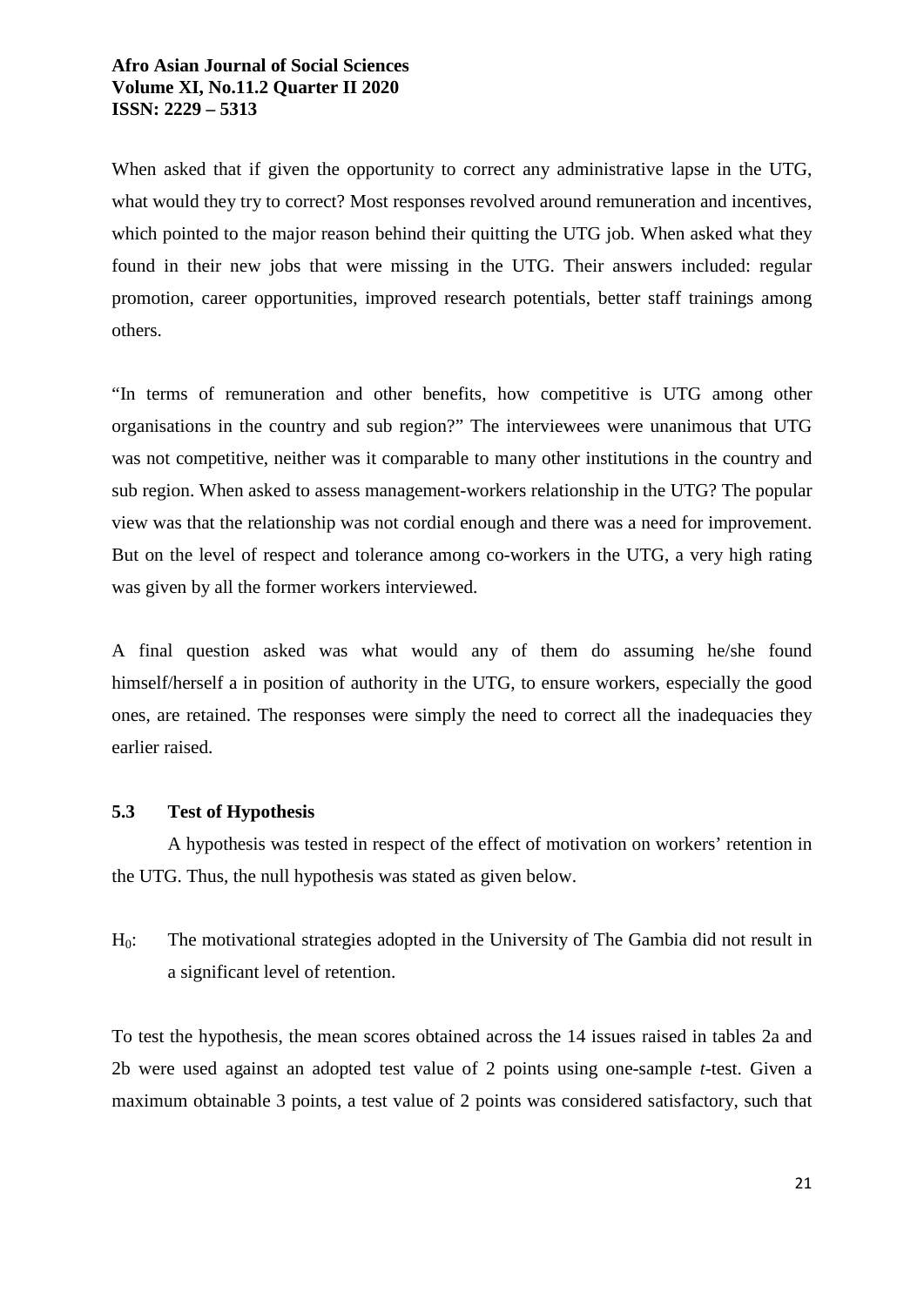When asked that if given the opportunity to correct any administrative lapse in the UTG, what would they try to correct? Most responses revolved around remuneration and incentives, which pointed to the major reason behind their quitting the UTG job. When asked what they found in their new jobs that were missing in the UTG. Their answers included: regular promotion, career opportunities, improved research potentials, better staff trainings among others.

"In terms of remuneration and other benefits, how competitive is UTG among other organisations in the country and sub region?" The interviewees were unanimous that UTG was not competitive, neither was it comparable to many other institutions in the country and sub region. When asked to assess management-workers relationship in the UTG? The popular view was that the relationship was not cordial enough and there was a need for improvement. But on the level of respect and tolerance among co-workers in the UTG, a very high rating was given by all the former workers interviewed.

A final question asked was what would any of them do assuming he/she found himself/herself a in position of authority in the UTG, to ensure workers, especially the good ones, are retained. The responses were simply the need to correct all the inadequacies they earlier raised.

### 5.3 Test of Hypothesis

A hypothesis was tested in respect of the effect of motivation on workers' retention in the UTG. Thus, the null hypothesis was stated as given below.

$H_0$: The motivational strategies adopted in the University of The Gambia did not result in a significant level of retention.

To test the hypothesis, the mean scores obtained across the 14 issues raised in tables 2a and 2b were used against an adopted test value of 2 points using one-sample *t*-test. Given a maximum obtainable 3 points, a test value of 2 points was considered satisfactory, such that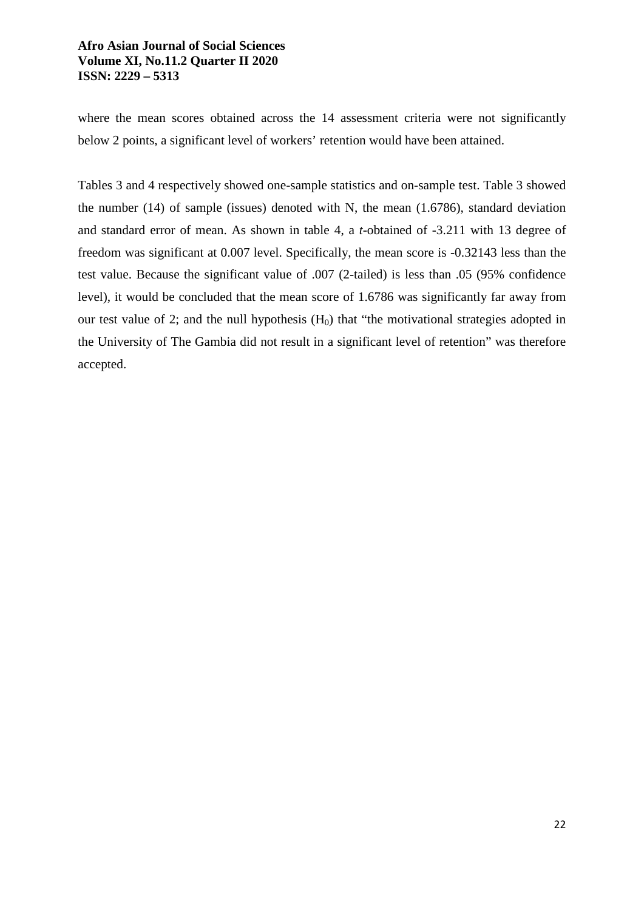where the mean scores obtained across the 14 assessment criteria were not significantly below 2 points, a significant level of workers' retention would have been attained.

Tables 3 and 4 respectively showed one-sample statistics and on-sample test. Table 3 showed the number (14) of sample (issues) denoted with N, the mean (1.6786), standard deviation and standard error of mean. As shown in table 4, a *t*-obtained of -3.211 with 13 degree of freedom was significant at 0.007 level. Specifically, the mean score is -0.32143 less than the test value. Because the significant value of .007 (2-tailed) is less than .05 (95% confidence level), it would be concluded that the mean score of 1.6786 was significantly far away from our test value of 2; and the null hypothesis ($H_0$) that "the motivational strategies adopted in the University of The Gambia did not result in a significant level of retention" was therefore accepted.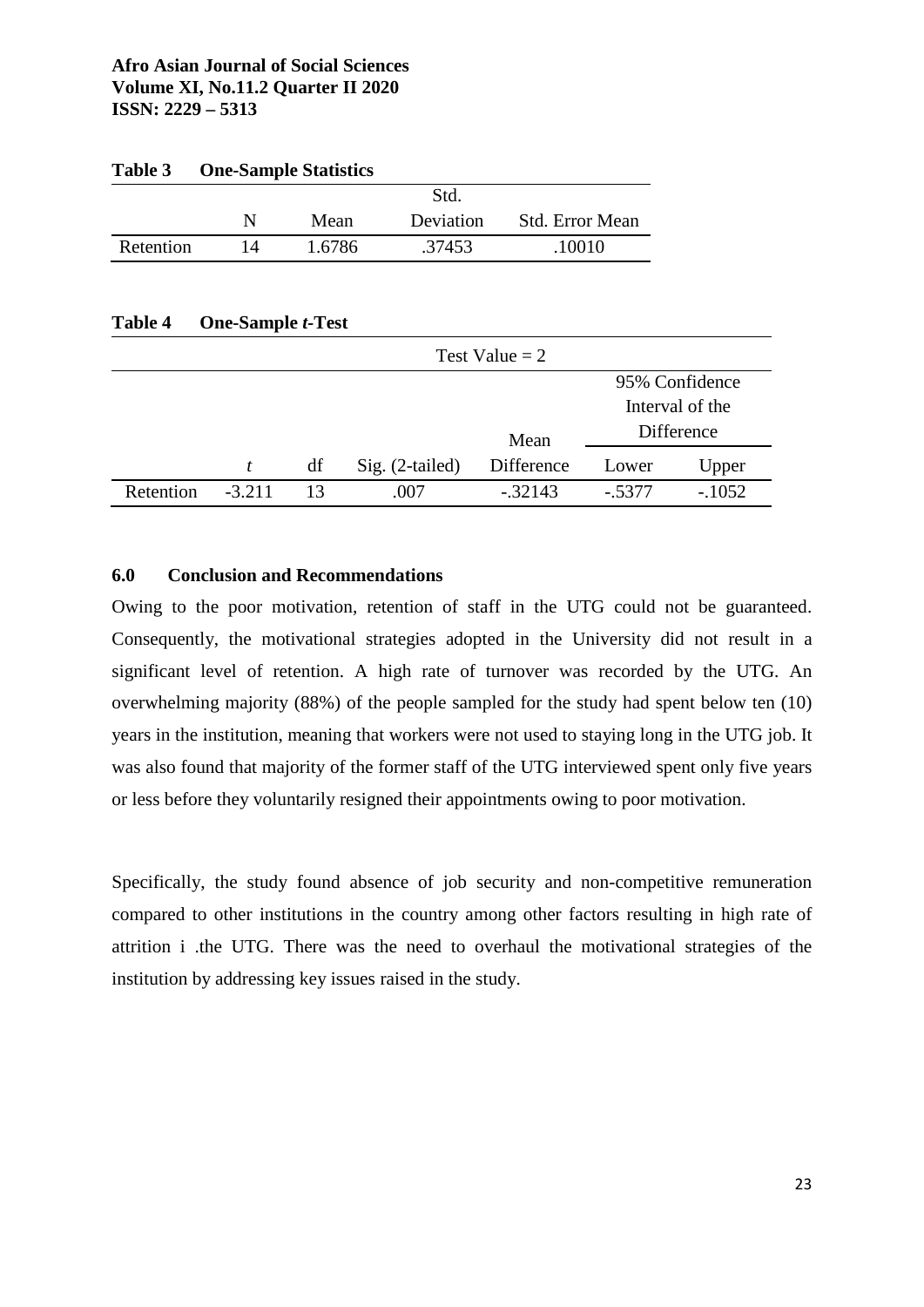**Table 3 One-Sample Statistics**

| | N | Mean | Std. Deviation | Std. Error Mean |
|---|---|---|---|---|
| Retention | 14 | 1.6786 | .37453 | .10010 |

**Table 4 One-Sample *t*-Test**

| | Test Value = 2 | | | | | |
|---|---|---|---|---|---|---|
| | | | | | 95% Confidence Interval of the Difference | |
| | *t* | df | Sig. (2-tailed) | Mean Difference | Lower | Upper |
| Retention | -3.211 | 13 | .007 | -.32143 | -.5377 | -.1052 |

## 6.0 Conclusion and Recommendations

Owing to the poor motivation, retention of staff in the UTG could not be guaranteed. Consequently, the motivational strategies adopted in the University did not result in a significant level of retention. A high rate of turnover was recorded by the UTG. An overwhelming majority (88%) of the people sampled for the study had spent below ten (10) years in the institution, meaning that workers were not used to staying long in the UTG job. It was also found that majority of the former staff of the UTG interviewed spent only five years or less before they voluntarily resigned their appointments owing to poor motivation.

Specifically, the study found absence of job security and non-competitive remuneration compared to other institutions in the country among other factors resulting in high rate of attrition i .the UTG. There was the need to overhaul the motivational strategies of the institution by addressing key issues raised in the study.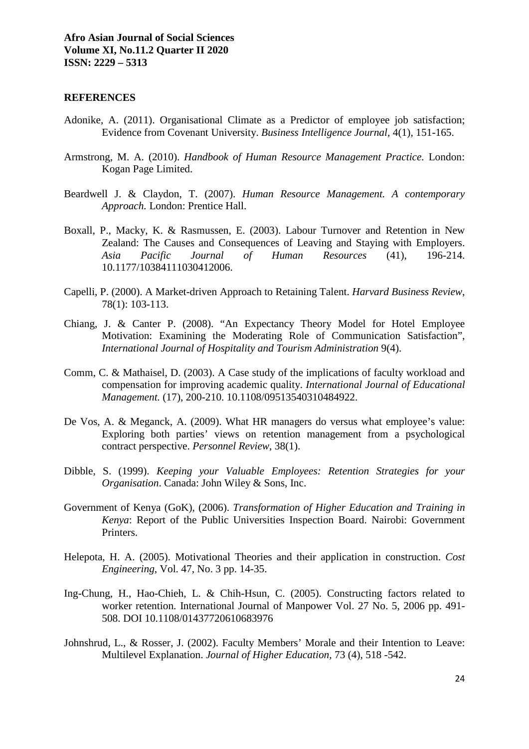## REFERENCES

Adonike, A. (2011). Organisational Climate as a Predictor of employee job satisfaction; Evidence from Covenant University. *Business Intelligence Journal*, 4(1), 151-165.

Armstrong, M. A. (2010). *Handbook of Human Resource Management Practice.* London: Kogan Page Limited.

Beardwell J. & Claydon, T. (2007). *Human Resource Management. A contemporary Approach.* London: Prentice Hall.

Boxall, P., Macky, K. & Rasmussen, E. (2003). Labour Turnover and Retention in New Zealand: The Causes and Consequences of Leaving and Staying with Employers. *Asia Pacific Journal of Human Resources* (41), 196-214. 10.1177/10384111030412006.

Capelli, P. (2000). A Market-driven Approach to Retaining Talent. *Harvard Business Review*, 78(1): 103-113.

Chiang, J. & Canter P. (2008). "An Expectancy Theory Model for Hotel Employee Motivation: Examining the Moderating Role of Communication Satisfaction", *International Journal of Hospitality and Tourism Administration* 9(4).

Comm, C. & Mathaisel, D. (2003). A Case study of the implications of faculty workload and compensation for improving academic quality. *International Journal of Educational Management.* (17), 200-210. 10.1108/09513540310484922.

De Vos, A. & Meganck, A. (2009). What HR managers do versus what employee's value: Exploring both parties' views on retention management from a psychological contract perspective. *Personnel Review*, 38(1).

Dibble, S. (1999). *Keeping your Valuable Employees: Retention Strategies for your Organisation*. Canada: John Wiley & Sons, Inc.

Government of Kenya (GoK), (2006). *Transformation of Higher Education and Training in Kenya*: Report of the Public Universities Inspection Board. Nairobi: Government Printers.

Helepota, H. A. (2005). Motivational Theories and their application in construction. *Cost Engineering*, Vol. 47, No. 3 pp. 14-35.

Ing-Chung, H., Hao-Chieh, L. & Chih-Hsun, C. (2005). Constructing factors related to worker retention. International Journal of Manpower Vol. 27 No. 5, 2006 pp. 491-508. DOI 10.1108/01437720610683976

Johnshrud, L., & Rosser, J. (2002). Faculty Members' Morale and their Intention to Leave: Multilevel Explanation. *Journal of Higher Education*, 73 (4), 518 -542.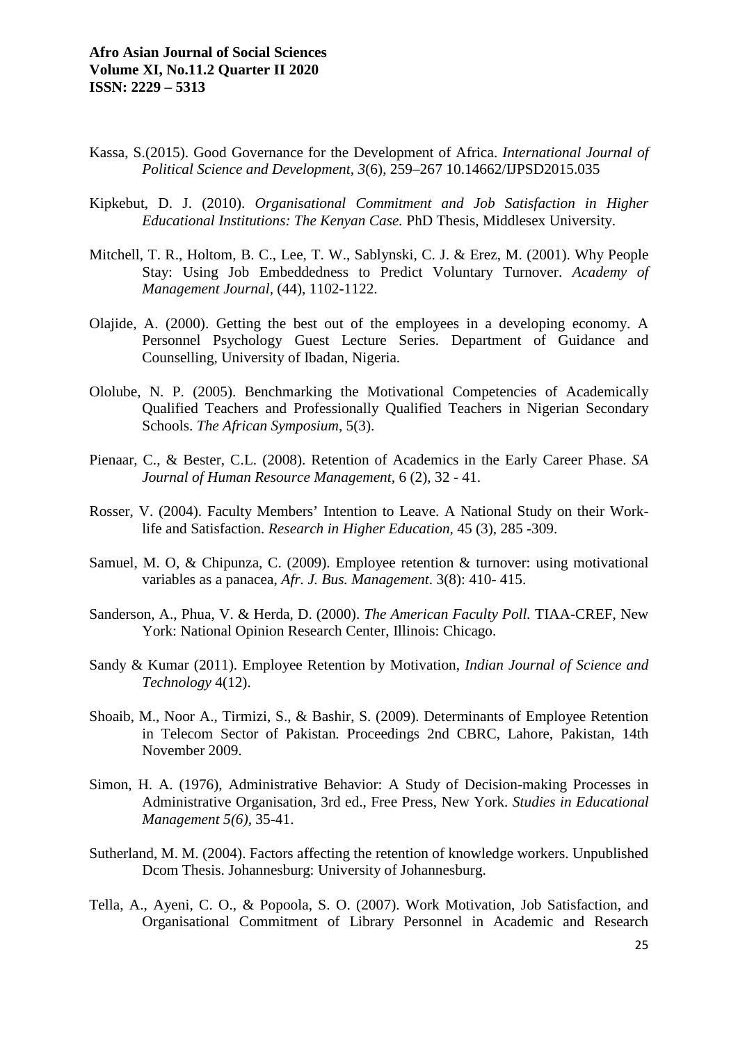Kassa, S.(2015). Good Governance for the Development of Africa. *International Journal of Political Science and Development*, *3*(6), 259–267 10.14662/IJPSD2015.035

Kipkebut, D. J. (2010). *Organisational Commitment and Job Satisfaction in Higher Educational Institutions: The Kenyan Case.* PhD Thesis, Middlesex University.

Mitchell, T. R., Holtom, B. C., Lee, T. W., Sablynski, C. J. & Erez, M. (2001). Why People Stay: Using Job Embeddedness to Predict Voluntary Turnover. *Academy of Management Journal*, (44), 1102-1122.

Olajide, A. (2000). Getting the best out of the employees in a developing economy. A Personnel Psychology Guest Lecture Series. Department of Guidance and Counselling, University of Ibadan, Nigeria.

Ololube, N. P. (2005). Benchmarking the Motivational Competencies of Academically Qualified Teachers and Professionally Qualified Teachers in Nigerian Secondary Schools. *The African Symposium*, 5(3).

Pienaar, C., & Bester, C.L. (2008). Retention of Academics in the Early Career Phase. *SA Journal of Human Resource Management*, 6 (2), 32 - 41.

Rosser, V. (2004). Faculty Members' Intention to Leave. A National Study on their Work-life and Satisfaction. *Research in Higher Education*, 45 (3), 285 -309.

Samuel, M. O, & Chipunza, C. (2009). Employee retention & turnover: using motivational variables as a panacea, *Afr. J. Bus. Management*. 3(8): 410- 415.

Sanderson, A., Phua, V. & Herda, D. (2000). *The American Faculty Poll.* TIAA-CREF, New York: National Opinion Research Center, Illinois: Chicago.

Sandy & Kumar (2011). Employee Retention by Motivation, *Indian Journal of Science and Technology* 4(12).

Shoaib, M., Noor A., Tirmizi, S., & Bashir, S. (2009). Determinants of Employee Retention in Telecom Sector of Pakistan*.* Proceedings 2nd CBRC, Lahore, Pakistan, 14th November 2009.

Simon, H. A. (1976), Administrative Behavior: A Study of Decision-making Processes in Administrative Organisation, 3rd ed., Free Press, New York. *Studies in Educational Management 5(6),* 35-41.

Sutherland, M. M. (2004). Factors affecting the retention of knowledge workers. Unpublished Dcom Thesis. Johannesburg: University of Johannesburg.

Tella, A., Ayeni, C. O., & Popoola, S. O. (2007). Work Motivation, Job Satisfaction, and Organisational Commitment of Library Personnel in Academic and Research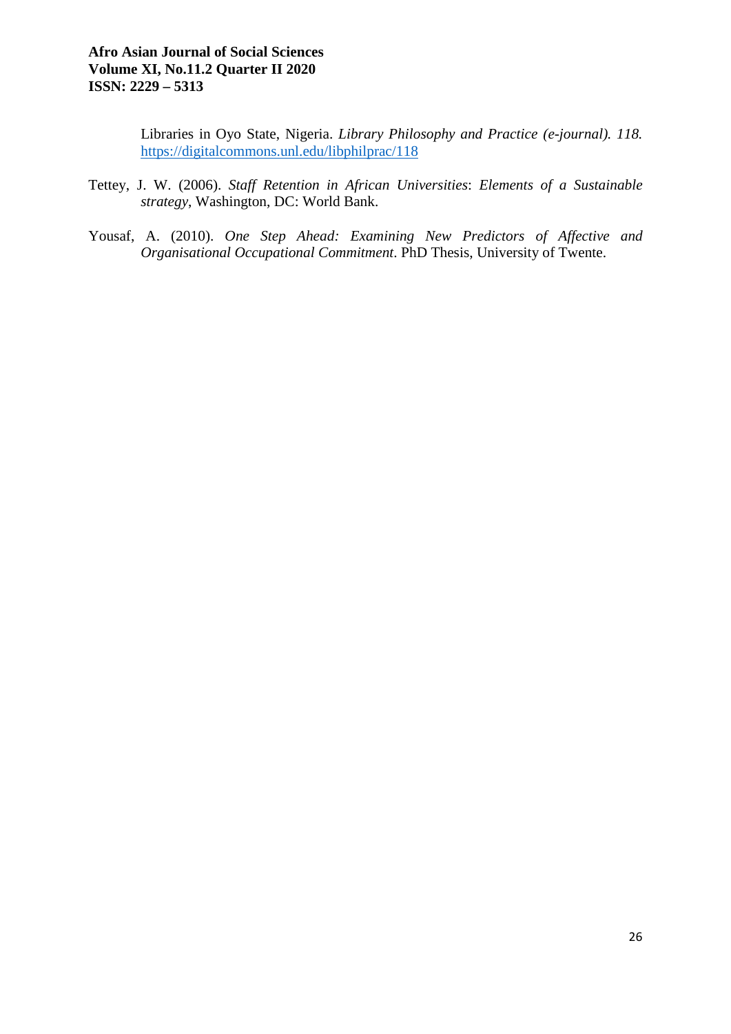Libraries in Oyo State, Nigeria. *Library Philosophy and Practice (e-journal). 118.* https://digitalcommons.unl.edu/libphilprac/118

Tettey, J. W. (2006). *Staff Retention in African Universities*: *Elements of a Sustainable strategy*, Washington, DC: World Bank.

Yousaf, A. (2010). *One Step Ahead: Examining New Predictors of Affective and Organisational Occupational Commitment*. PhD Thesis, University of Twente.